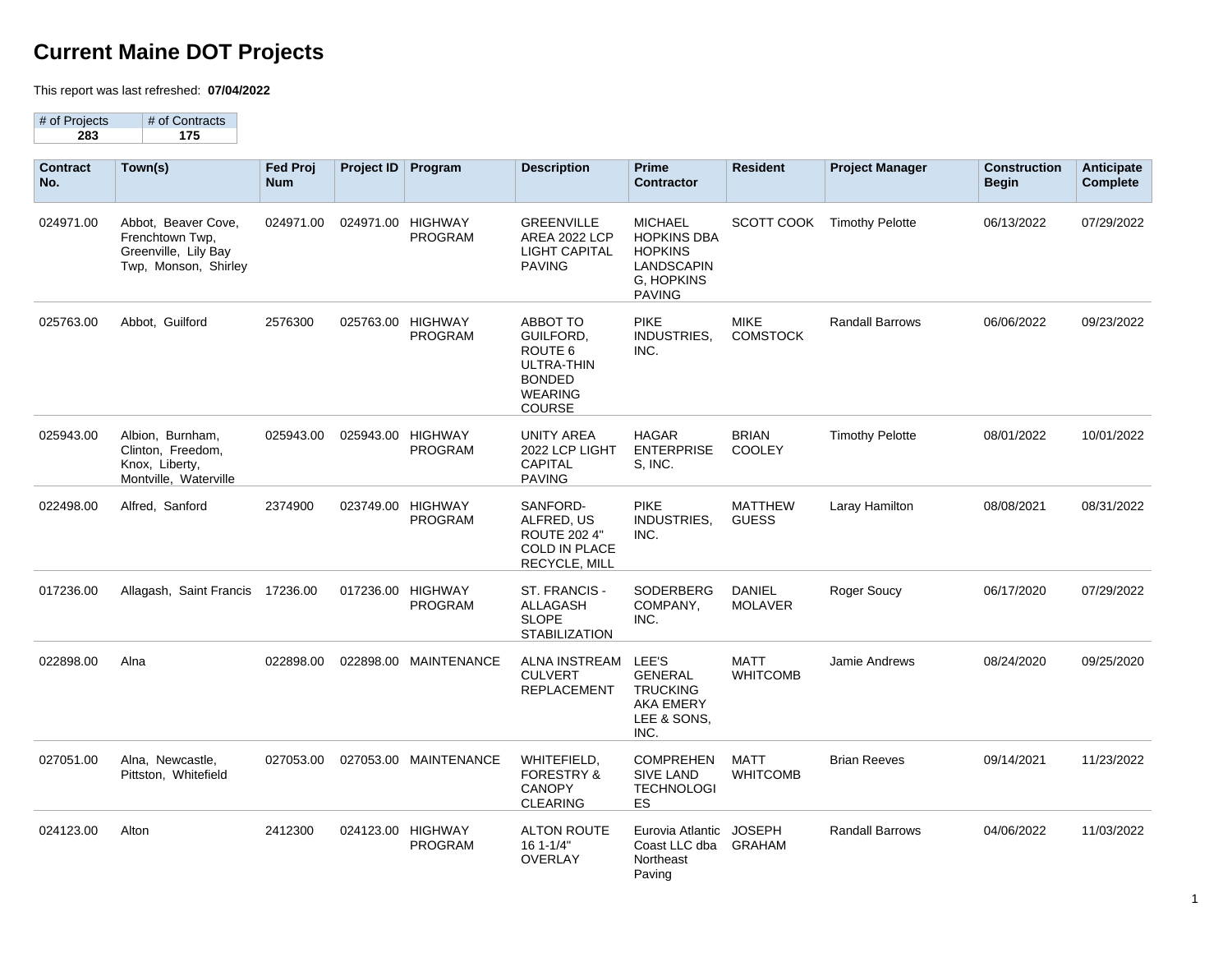# Current Maine DOT Projects

This report was last refreshed: **07/04/2022**

| # of Projects | # of Contracts |
|---|---|
| **283** | **175** |

| Contract No. | Town(s) | Fed Proj Num | Project ID | Program | Description | Prime Contractor | Resident | Project Manager | Construction Begin | Anticipate Complete |
|---|---|---|---|---|---|---|---|---|---|---|
| 024971.00 | Abbot, Beaver Cove, Frenchtown Twp, Greenville, Lily Bay Twp, Monson, Shirley | 024971.00 | 024971.00 | HIGHWAY PROGRAM | GREENVILLE AREA 2022 LCP LIGHT CAPITAL PAVING | MICHAEL HOPKINS DBA HOPKINS LANDSCAPING, HOPKINS PAVING | SCOTT COOK | Timothy Pelotte | 06/13/2022 | 07/29/2022 |
| 025763.00 | Abbot, Guilford | 2576300 | 025763.00 | HIGHWAY PROGRAM | ABBOT TO GUILFORD, ROUTE 6 ULTRA-THIN BONDED WEARING COURSE | PIKE INDUSTRIES, INC. | MIKE COMSTOCK | Randall Barrows | 06/06/2022 | 09/23/2022 |
| 025943.00 | Albion, Burnham, Clinton, Freedom, Knox, Liberty, Montville, Waterville | 025943.00 | 025943.00 | HIGHWAY PROGRAM | UNITY AREA 2022 LCP LIGHT CAPITAL PAVING | HAGAR ENTERPRISES, INC. | BRIAN COOLEY | Timothy Pelotte | 08/01/2022 | 10/01/2022 |
| 022498.00 | Alfred, Sanford | 2374900 | 023749.00 | HIGHWAY PROGRAM | SANFORD-ALFRED, US ROUTE 202 4" COLD IN PLACE RECYCLE, MILL | PIKE INDUSTRIES, INC. | MATTHEW GUESS | Laray Hamilton | 08/08/2021 | 08/31/2022 |
| 017236.00 | Allagash, Saint Francis | 17236.00 | 017236.00 | HIGHWAY PROGRAM | ST. FRANCIS - ALLAGASH SLOPE STABILIZATION | SODERBERG COMPANY, INC. | DANIEL MOLAVER | Roger Soucy | 06/17/2020 | 07/29/2022 |
| 022898.00 | Alna | 022898.00 | 022898.00 | MAINTENANCE | ALNA INSTREAM CULVERT REPLACEMENT | LEE'S GENERAL TRUCKING AKA EMERY LEE & SONS, INC. | MATT WHITCOMB | Jamie Andrews | 08/24/2020 | 09/25/2020 |
| 027051.00 | Alna, Newcastle, Pittston, Whitefield | 027053.00 | 027053.00 | MAINTENANCE | WHITEFIELD, FORESTRY & CANOPY CLEARING | COMPREHENSIVE LAND TECHNOLOGIES | MATT WHITCOMB | Brian Reeves | 09/14/2021 | 11/23/2022 |
| 024123.00 | Alton | 2412300 | 024123.00 | HIGHWAY PROGRAM | ALTON ROUTE 16 1-1/4" OVERLAY | Eurovia Atlantic Coast LLC dba Northeast Paving | JOSEPH GRAHAM | Randall Barrows | 04/06/2022 | 11/03/2022 |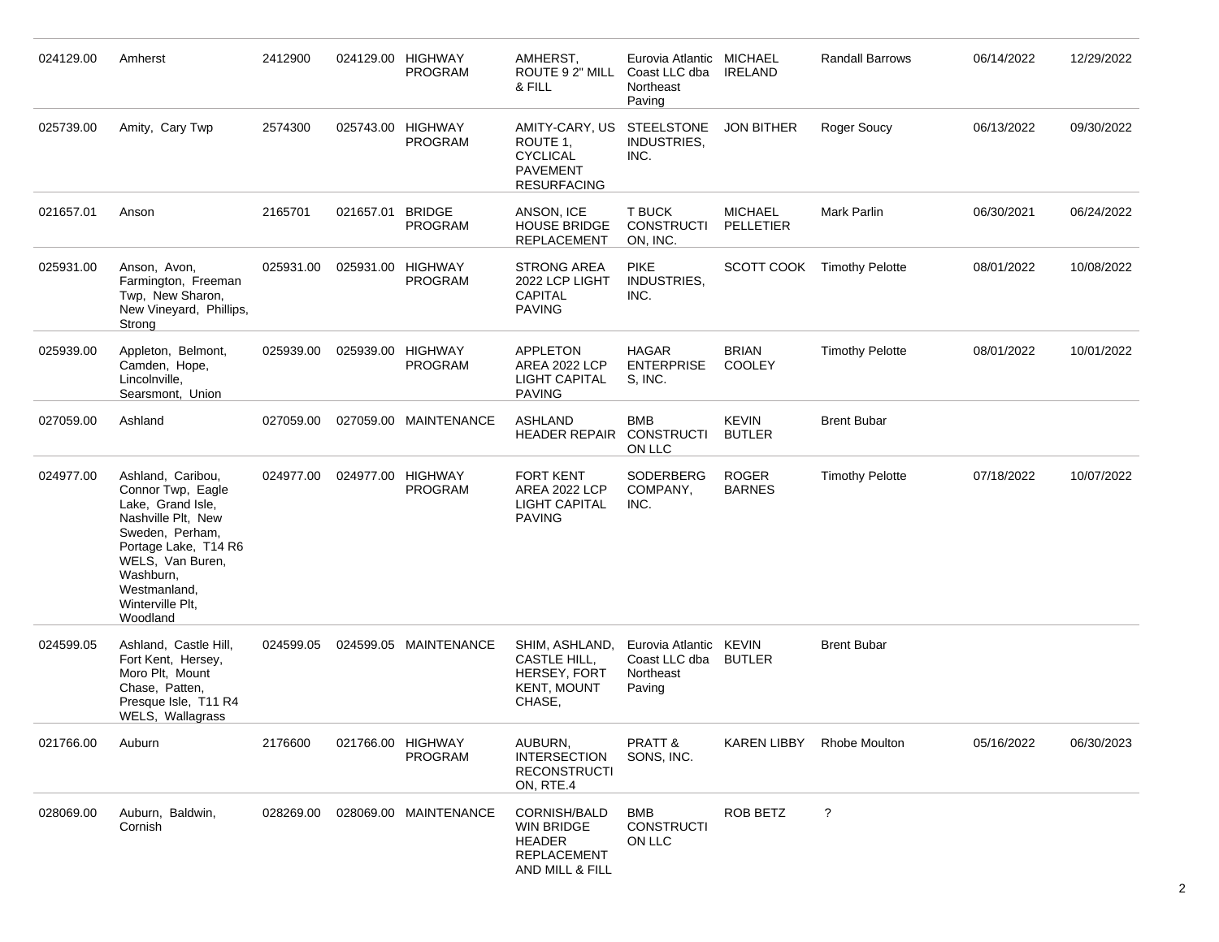| | | | | | | | | | | |
|---|---|---|---|---|---|---|---|---|---|---|
| 024129.00 | Amherst | 2412900 | 024129.00 | HIGHWAY PROGRAM | AMHERST, ROUTE 9 2" MILL & FILL | Eurovia Atlantic Coast LLC dba Northeast Paving | MICHAEL IRELAND | Randall Barrows | 06/14/2022 | 12/29/2022 |
| 025739.00 | Amity, Cary Twp | 2574300 | 025743.00 | HIGHWAY PROGRAM | AMITY-CARY, US ROUTE 1, CYCLICAL PAVEMENT RESURFACING | STEELSTONE INDUSTRIES, INC. | JON BITHER | Roger Soucy | 06/13/2022 | 09/30/2022 |
| 021657.01 | Anson | 2165701 | 021657.01 | BRIDGE PROGRAM | ANSON, ICE HOUSE BRIDGE REPLACEMENT | T BUCK CONSTRUCTI ON, INC. | MICHAEL PELLETIER | Mark Parlin | 06/30/2021 | 06/24/2022 |
| 025931.00 | Anson, Avon, Farmington, Freeman Twp, New Sharon, New Vineyard, Phillips, Strong | 025931.00 | 025931.00 | HIGHWAY PROGRAM | STRONG AREA 2022 LCP LIGHT CAPITAL PAVING | PIKE INDUSTRIES, INC. | SCOTT COOK | Timothy Pelotte | 08/01/2022 | 10/08/2022 |
| 025939.00 | Appleton, Belmont, Camden, Hope, Lincolnville, Searsmont, Union | 025939.00 | 025939.00 | HIGHWAY PROGRAM | APPLETON AREA 2022 LCP LIGHT CAPITAL PAVING | HAGAR ENTERPRISE S, INC. | BRIAN COOLEY | Timothy Pelotte | 08/01/2022 | 10/01/2022 |
| 027059.00 | Ashland | 027059.00 | 027059.00 | MAINTENANCE | ASHLAND HEADER REPAIR | BMB CONSTRUCTI ON LLC | KEVIN BUTLER | Brent Bubar | | |
| 024977.00 | Ashland, Caribou, Connor Twp, Eagle Lake, Grand Isle, Nashville Plt, New Sweden, Perham, Portage Lake, T14 R6 WELS, Van Buren, Washburn, Westmanland, Winterville Plt, Woodland | 024977.00 | 024977.00 | HIGHWAY PROGRAM | FORT KENT AREA 2022 LCP LIGHT CAPITAL PAVING | SODERBERG COMPANY, INC. | ROGER BARNES | Timothy Pelotte | 07/18/2022 | 10/07/2022 |
| 024599.05 | Ashland, Castle Hill, Fort Kent, Hersey, Moro Plt, Mount Chase, Patten, Presque Isle, T11 R4 WELS, Wallagrass | 024599.05 | 024599.05 | MAINTENANCE | SHIM, ASHLAND, CASTLE HILL, HERSEY, FORT KENT, MOUNT CHASE, | Eurovia Atlantic Coast LLC dba Northeast Paving | KEVIN BUTLER | Brent Bubar | | |
| 021766.00 | Auburn | 2176600 | 021766.00 | HIGHWAY PROGRAM | AUBURN, INTERSECTION RECONSTRUCTI ON, RTE.4 | PRATT & SONS, INC. | KAREN LIBBY | Rhobe Moulton | 05/16/2022 | 06/30/2023 |
| 028069.00 | Auburn, Baldwin, Cornish | 028269.00 | 028069.00 | MAINTENANCE | CORNISH/BALD WIN BRIDGE HEADER REPLACEMENT AND MILL & FILL | BMB CONSTRUCTI ON LLC | ROB BETZ | ? | | |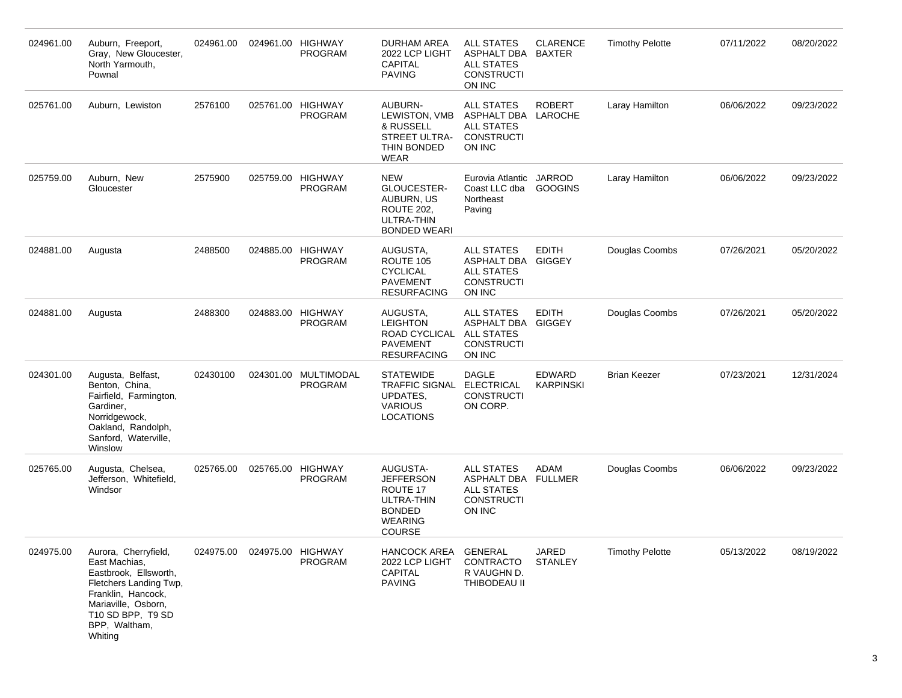| | | | | | | | | | | |
|---|---|---|---|---|---|---|---|---|---|---|
| 024961.00 | Auburn, Freeport, Gray, New Gloucester, North Yarmouth, Pownal | 024961.00 | 024961.00 | HIGHWAY PROGRAM | DURHAM AREA 2022 LCP LIGHT CAPITAL PAVING | ALL STATES ASPHALT DBA ALL STATES CONSTRUCTI ON INC | CLARENCE BAXTER | Timothy Pelotte | 07/11/2022 | 08/20/2022 |
| 025761.00 | Auburn, Lewiston | 2576100 | 025761.00 | HIGHWAY PROGRAM | AUBURN-LEWISTON, VMB & RUSSELL STREET ULTRA-THIN BONDED WEAR | ALL STATES ASPHALT DBA ALL STATES CONSTRUCTI ON INC | ROBERT LAROCHE | Laray Hamilton | 06/06/2022 | 09/23/2022 |
| 025759.00 | Auburn, New Gloucester | 2575900 | 025759.00 | HIGHWAY PROGRAM | NEW GLOUCESTER-AUBURN, US ROUTE 202, ULTRA-THIN BONDED WEARI | Eurovia Atlantic Coast LLC dba Northeast Paving | JARROD GOOGINS | Laray Hamilton | 06/06/2022 | 09/23/2022 |
| 024881.00 | Augusta | 2488500 | 024885.00 | HIGHWAY PROGRAM | AUGUSTA, ROUTE 105 CYCLICAL PAVEMENT RESURFACING | ALL STATES ASPHALT DBA ALL STATES CONSTRUCTI ON INC | EDITH GIGGEY | Douglas Coombs | 07/26/2021 | 05/20/2022 |
| 024881.00 | Augusta | 2488300 | 024883.00 | HIGHWAY PROGRAM | AUGUSTA, LEIGHTON ROAD CYCLICAL PAVEMENT RESURFACING | ALL STATES ASPHALT DBA ALL STATES CONSTRUCTI ON INC | EDITH GIGGEY | Douglas Coombs | 07/26/2021 | 05/20/2022 |
| 024301.00 | Augusta, Belfast, Benton, China, Fairfield, Farmington, Gardiner, Norridgewock, Oakland, Randolph, Sanford, Waterville, Winslow | 02430100 | 024301.00 | MULTIMODAL PROGRAM | STATEWIDE TRAFFIC SIGNAL UPDATES, VARIOUS LOCATIONS | DAGLE ELECTRICAL CONSTRUCTI ON CORP. | EDWARD KARPINSKI | Brian Keezer | 07/23/2021 | 12/31/2024 |
| 025765.00 | Augusta, Chelsea, Jefferson, Whitefield, Windsor | 025765.00 | 025765.00 | HIGHWAY PROGRAM | AUGUSTA-JEFFERSON ROUTE 17 ULTRA-THIN BONDED WEARING COURSE | ALL STATES ASPHALT DBA ALL STATES CONSTRUCTI ON INC | ADAM FULLMER | Douglas Coombs | 06/06/2022 | 09/23/2022 |
| 024975.00 | Aurora, Cherryfield, East Machias, Eastbrook, Ellsworth, Fletchers Landing Twp, Franklin, Hancock, Mariaville, Osborn, T10 SD BPP, T9 SD BPP, Waltham, Whiting | 024975.00 | 024975.00 | HIGHWAY PROGRAM | HANCOCK AREA 2022 LCP LIGHT CAPITAL PAVING | GENERAL CONTRACTO R VAUGHN D. THIBODEAU II | JARED STANLEY | Timothy Pelotte | 05/13/2022 | 08/19/2022 |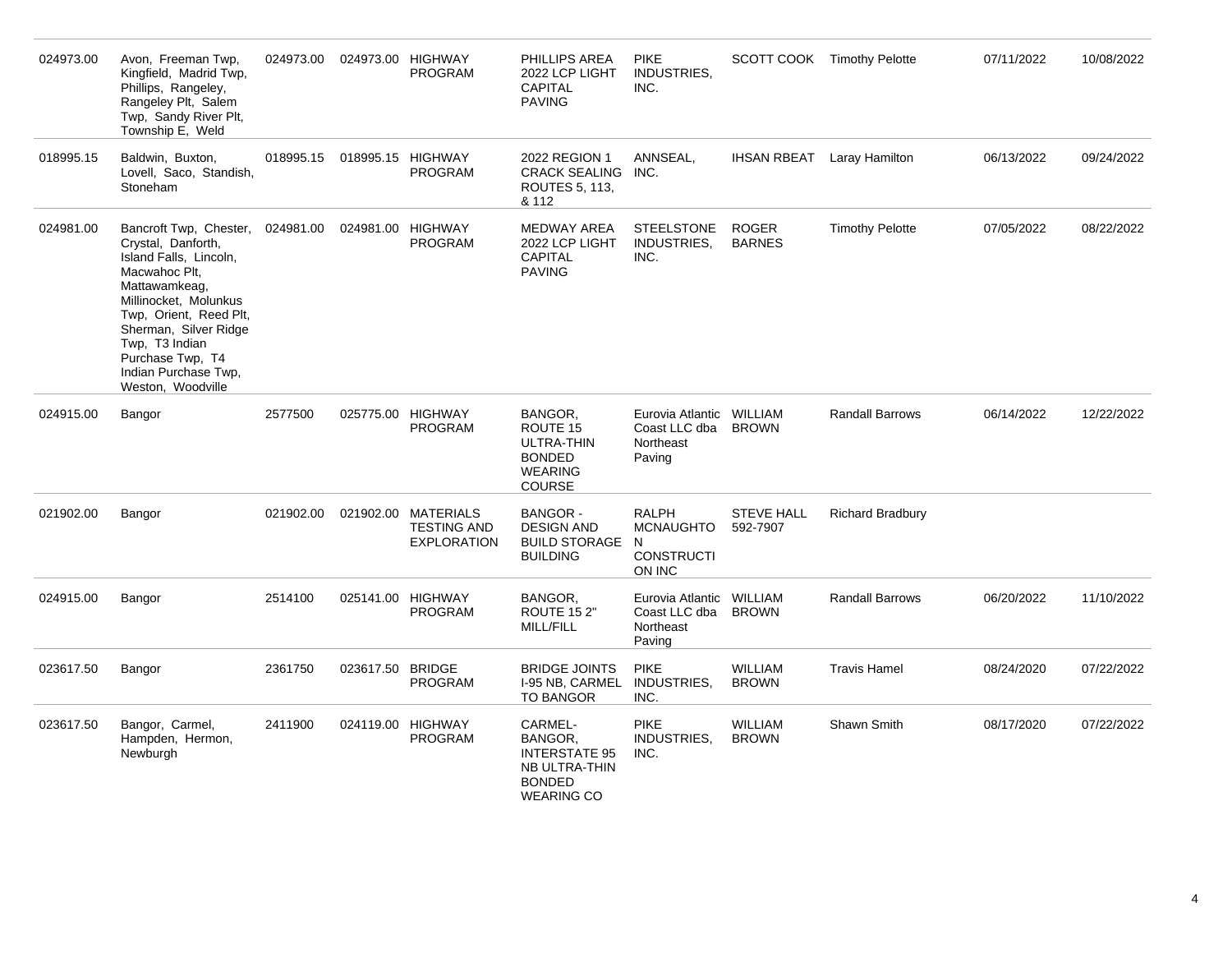| | | | | | | | | | | | |
|---|---|---|---|---|---|---|---|---|---|---|---|
| 024973.00 | Avon, Freeman Twp, Kingfield, Madrid Twp, Phillips, Rangeley, Rangeley Plt, Salem Twp, Sandy River Plt, Township E, Weld | 024973.00 | 024973.00 | HIGHWAY PROGRAM | PHILLIPS AREA 2022 LCP LIGHT CAPITAL PAVING | PIKE INDUSTRIES, INC. | SCOTT COOK | Timothy Pelotte | 07/11/2022 | 10/08/2022 |
| 018995.15 | Baldwin, Buxton, Lovell, Saco, Standish, Stoneham | 018995.15 | 018995.15 | HIGHWAY PROGRAM | 2022 REGION 1 CRACK SEALING ROUTES 5, 113, & 112 | ANNSEAL, INC. | IHSAN RBEAT | Laray Hamilton | 06/13/2022 | 09/24/2022 |
| 024981.00 | Bancroft Twp, Chester, Crystal, Danforth, Island Falls, Lincoln, Macwahoc Plt, Mattawamkeag, Millinocket, Molunkus Twp, Orient, Reed Plt, Sherman, Silver Ridge Twp, T3 Indian Purchase Twp, T4 Indian Purchase Twp, Weston, Woodville | 024981.00 | 024981.00 | HIGHWAY PROGRAM | MEDWAY AREA 2022 LCP LIGHT CAPITAL PAVING | STEELSTONE INDUSTRIES, INC. | ROGER BARNES | Timothy Pelotte | 07/05/2022 | 08/22/2022 |
| 024915.00 | Bangor | 2577500 | 025775.00 | HIGHWAY PROGRAM | BANGOR, ROUTE 15 ULTRA-THIN BONDED WEARING COURSE | Eurovia Atlantic Coast LLC dba Northeast Paving | WILLIAM BROWN | Randall Barrows | 06/14/2022 | 12/22/2022 |
| 021902.00 | Bangor | 021902.00 | 021902.00 | MATERIALS TESTING AND EXPLORATION | BANGOR - DESIGN AND BUILD STORAGE BUILDING | RALPH MCNAUGHTON CONSTRUCTION INC | STEVE HALL 592-7907 | Richard Bradbury | | |
| 024915.00 | Bangor | 2514100 | 025141.00 | HIGHWAY PROGRAM | BANGOR, ROUTE 15 2" MILL/FILL | Eurovia Atlantic Coast LLC dba Northeast Paving | WILLIAM BROWN | Randall Barrows | 06/20/2022 | 11/10/2022 |
| 023617.50 | Bangor | 2361750 | 023617.50 | BRIDGE PROGRAM | BRIDGE JOINTS I-95 NB, CARMEL TO BANGOR | PIKE INDUSTRIES, INC. | WILLIAM BROWN | Travis Hamel | 08/24/2020 | 07/22/2022 |
| 023617.50 | Bangor, Carmel, Hampden, Hermon, Newburgh | 2411900 | 024119.00 | HIGHWAY PROGRAM | CARMEL-BANGOR, INTERSTATE 95 NB ULTRA-THIN BONDED WEARING CO | PIKE INDUSTRIES, INC. | WILLIAM BROWN | Shawn Smith | 08/17/2020 | 07/22/2022 |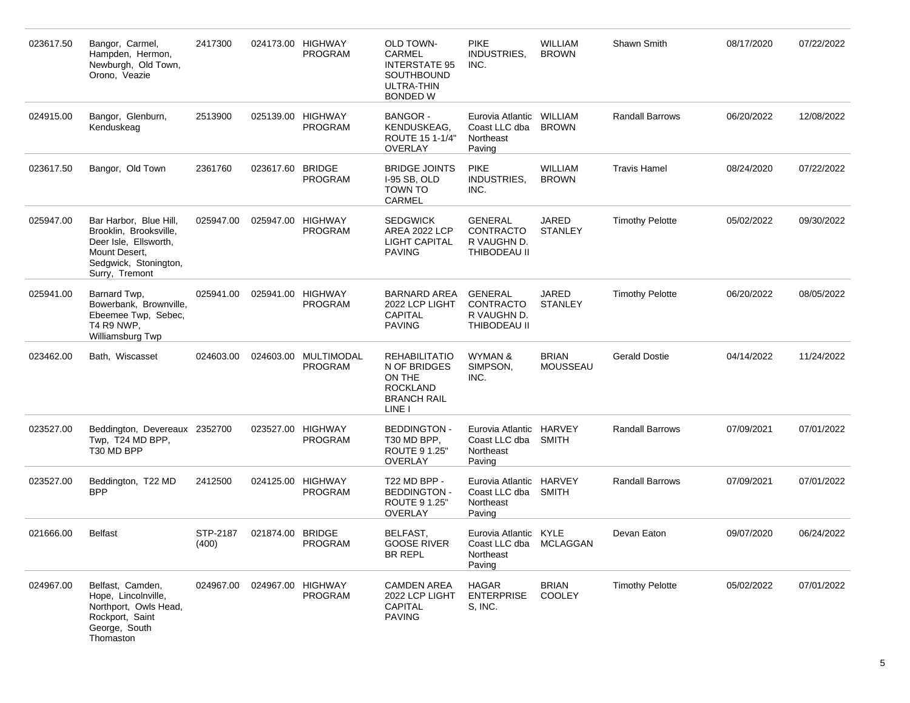| | | | | | | | | | | |
|---|---|---|---|---|---|---|---|---|---|---|
| 023617.50 | Bangor, Carmel, Hampden, Hermon, Newburgh, Old Town, Orono, Veazie | 2417300 | 024173.00 | HIGHWAY PROGRAM | OLD TOWN-CARMEL INTERSTATE 95 SOUTHBOUND ULTRA-THIN BONDED W | PIKE INDUSTRIES, INC. | WILLIAM BROWN | Shawn Smith | 08/17/2020 | 07/22/2022 |
| 024915.00 | Bangor, Glenburn, Kenduskeag | 2513900 | 025139.00 | HIGHWAY PROGRAM | BANGOR - KENDUSKEAG, ROUTE 15 1-1/4" OVERLAY | Eurovia Atlantic Coast LLC dba Northeast Paving | WILLIAM BROWN | Randall Barrows | 06/20/2022 | 12/08/2022 |
| 023617.50 | Bangor, Old Town | 2361760 | 023617.60 | BRIDGE PROGRAM | BRIDGE JOINTS I-95 SB, OLD TOWN TO CARMEL | PIKE INDUSTRIES, INC. | WILLIAM BROWN | Travis Hamel | 08/24/2020 | 07/22/2022 |
| 025947.00 | Bar Harbor, Blue Hill, Brooklin, Brooksville, Deer Isle, Ellsworth, Mount Desert, Sedgwick, Stonington, Surry, Tremont | 025947.00 | 025947.00 | HIGHWAY PROGRAM | SEDGWICK AREA 2022 LCP LIGHT CAPITAL PAVING | GENERAL CONTRACTOR VAUGHN D. THIBODEAU II | JARED STANLEY | Timothy Pelotte | 05/02/2022 | 09/30/2022 |
| 025941.00 | Barnard Twp, Bowerbank, Brownville, Ebeemee Twp, Sebec, T4 R9 NWP, Williamsburg Twp | 025941.00 | 025941.00 | HIGHWAY PROGRAM | BARNARD AREA 2022 LCP LIGHT CAPITAL PAVING | GENERAL CONTRACTOR VAUGHN D. THIBODEAU II | JARED STANLEY | Timothy Pelotte | 06/20/2022 | 08/05/2022 |
| 023462.00 | Bath, Wiscasset | 024603.00 | 024603.00 | MULTIMODAL PROGRAM | REHABILITATION OF BRIDGES ON THE ROCKLAND BRANCH RAIL LINE I | WYMAN & SIMPSON, INC. | BRIAN MOUSSEAU | Gerald Dostie | 04/14/2022 | 11/24/2022 |
| 023527.00 | Beddington, Devereaux Twp, T24 MD BPP, T30 MD BPP | 2352700 | 023527.00 | HIGHWAY PROGRAM | BEDDINGTON - T30 MD BPP, ROUTE 9 1.25" OVERLAY | Eurovia Atlantic Coast LLC dba Northeast Paving | HARVEY SMITH | Randall Barrows | 07/09/2021 | 07/01/2022 |
| 023527.00 | Beddington, T22 MD BPP | 2412500 | 024125.00 | HIGHWAY PROGRAM | T22 MD BPP - BEDDINGTON - ROUTE 9 1.25" OVERLAY | Eurovia Atlantic Coast LLC dba Northeast Paving | HARVEY SMITH | Randall Barrows | 07/09/2021 | 07/01/2022 |
| 021666.00 | Belfast | STP-2187 (400) | 021874.00 | BRIDGE PROGRAM | BELFAST, GOOSE RIVER BR REPL | Eurovia Atlantic Coast LLC dba Northeast Paving | KYLE MCLAGGAN | Devan Eaton | 09/07/2020 | 06/24/2022 |
| 024967.00 | Belfast, Camden, Hope, Lincolnville, Northport, Owls Head, Rockport, Saint George, South Thomaston | 024967.00 | 024967.00 | HIGHWAY PROGRAM | CAMDEN AREA 2022 LCP LIGHT CAPITAL PAVING | HAGAR ENTERPRISES, INC. | BRIAN COOLEY | Timothy Pelotte | 05/02/2022 | 07/01/2022 |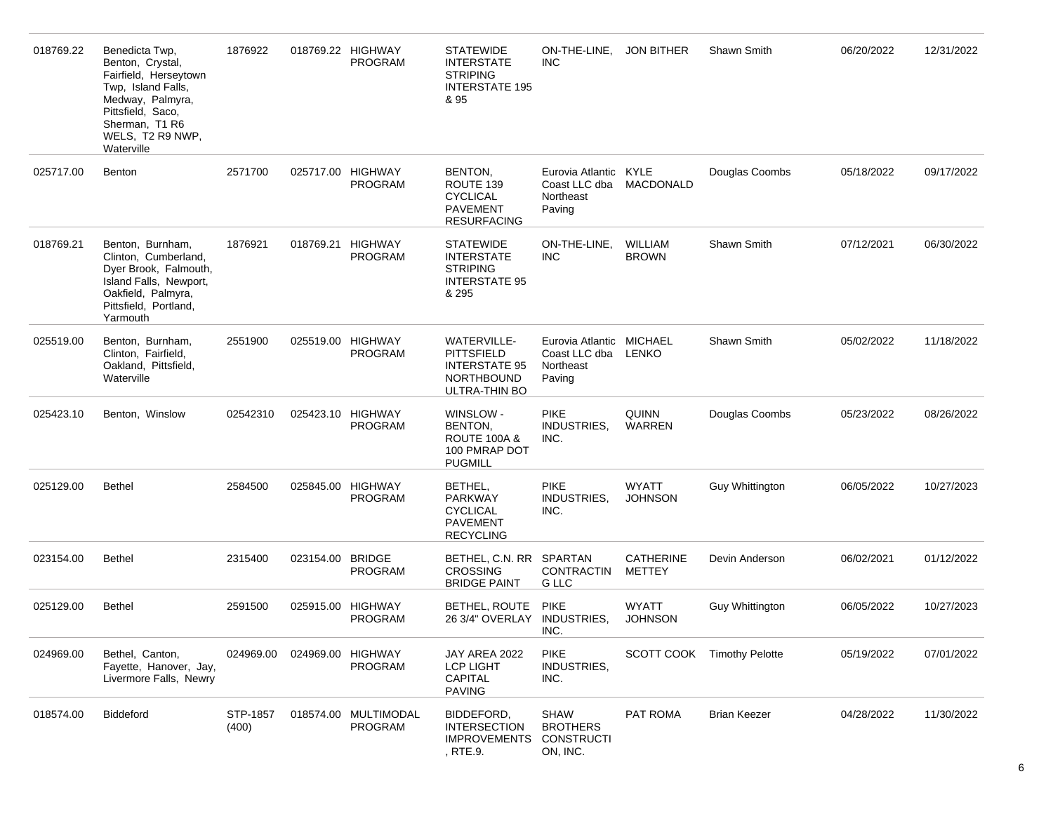| | | | | | | | | | | |
|---|---|---|---|---|---|---|---|---|---|---|
| 018769.22 | Benedicta Twp, Benton, Crystal, Fairfield, Herseytown Twp, Island Falls, Medway, Palmyra, Pittsfield, Saco, Sherman, T1 R6 WELS, T2 R9 NWP, Waterville | 1876922 | 018769.22 | HIGHWAY PROGRAM | STATEWIDE INTERSTATE STRIPING INTERSTATE 195 & 95 | ON-THE-LINE, INC | JON BITHER | Shawn Smith | 06/20/2022 | 12/31/2022 |
| 025717.00 | Benton | 2571700 | 025717.00 | HIGHWAY PROGRAM | BENTON, ROUTE 139 CYCLICAL PAVEMENT RESURFACING | Eurovia Atlantic Coast LLC dba Northeast Paving | KYLE MACDONALD | Douglas Coombs | 05/18/2022 | 09/17/2022 |
| 018769.21 | Benton, Burnham, Clinton, Cumberland, Dyer Brook, Falmouth, Island Falls, Newport, Oakfield, Palmyra, Pittsfield, Portland, Yarmouth | 1876921 | 018769.21 | HIGHWAY PROGRAM | STATEWIDE INTERSTATE STRIPING INTERSTATE 95 & 295 | ON-THE-LINE, INC | WILLIAM BROWN | Shawn Smith | 07/12/2021 | 06/30/2022 |
| 025519.00 | Benton, Burnham, Clinton, Fairfield, Oakland, Pittsfield, Waterville | 2551900 | 025519.00 | HIGHWAY PROGRAM | WATERVILLE-PITTSFIELD INTERSTATE 95 NORTHBOUND ULTRA-THIN BO | Eurovia Atlantic Coast LLC dba Northeast Paving | MICHAEL LENKO | Shawn Smith | 05/02/2022 | 11/18/2022 |
| 025423.10 | Benton, Winslow | 02542310 | 025423.10 | HIGHWAY PROGRAM | WINSLOW - BENTON, ROUTE 100A & 100 PMRAP DOT PUGMILL | PIKE INDUSTRIES, INC. | QUINN WARREN | Douglas Coombs | 05/23/2022 | 08/26/2022 |
| 025129.00 | Bethel | 2584500 | 025845.00 | HIGHWAY PROGRAM | BETHEL, PARKWAY CYCLICAL PAVEMENT RECYCLING | PIKE INDUSTRIES, INC. | WYATT JOHNSON | Guy Whittington | 06/05/2022 | 10/27/2023 |
| 023154.00 | Bethel | 2315400 | 023154.00 | BRIDGE PROGRAM | BETHEL, C.N. RR CROSSING BRIDGE PAINT | SPARTAN CONTRACTING LLC | CATHERINE METTEY | Devin Anderson | 06/02/2021 | 01/12/2022 |
| 025129.00 | Bethel | 2591500 | 025915.00 | HIGHWAY PROGRAM | BETHEL, ROUTE 26 3/4" OVERLAY | PIKE INDUSTRIES, INC. | WYATT JOHNSON | Guy Whittington | 06/05/2022 | 10/27/2023 |
| 024969.00 | Bethel, Canton, Fayette, Hanover, Jay, Livermore Falls, Newry | 024969.00 | 024969.00 | HIGHWAY PROGRAM | JAY AREA 2022 LCP LIGHT CAPITAL PAVING | PIKE INDUSTRIES, INC. | SCOTT COOK | Timothy Pelotte | 05/19/2022 | 07/01/2022 |
| 018574.00 | Biddeford | STP-1857 (400) | 018574.00 | MULTIMODAL PROGRAM | BIDDEFORD, INTERSECTION IMPROVEMENTS, RTE.9. | SHAW BROTHERS CONSTRUCTION, INC. | PAT ROMA | Brian Keezer | 04/28/2022 | 11/30/2022 |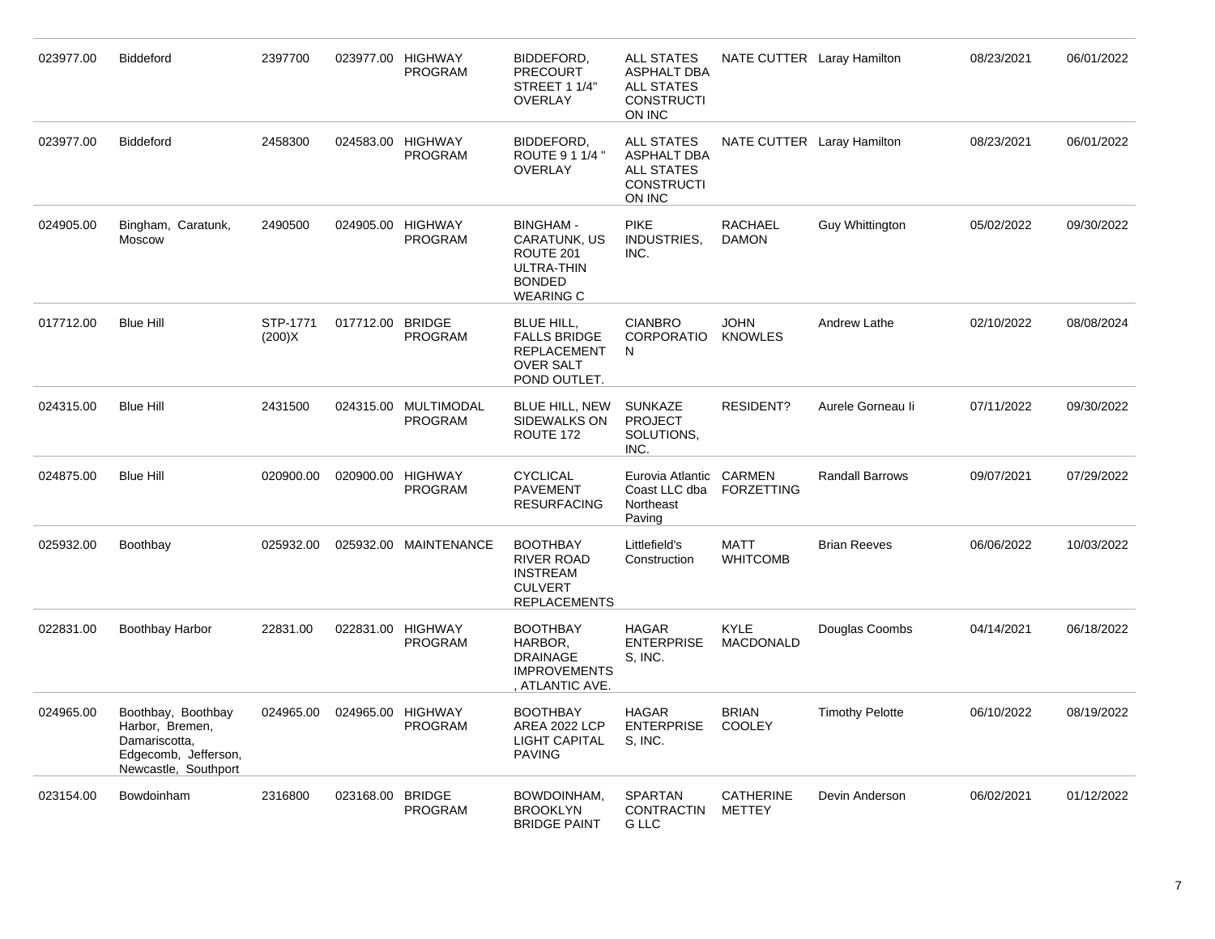| | | | | | | | | | | |
|---|---|---|---|---|---|---|---|---|---|---|
| 023977.00 | Biddeford | 2397700 | 023977.00 | HIGHWAY PROGRAM | BIDDEFORD, PRECOURT STREET 1 1/4" OVERLAY | ALL STATES ASPHALT DBA ALL STATES CONSTRUCTION INC | NATE CUTTER | Laray Hamilton | 08/23/2021 | 06/01/2022 |
| 023977.00 | Biddeford | 2458300 | 024583.00 | HIGHWAY PROGRAM | BIDDEFORD, ROUTE 9 1 1/4 " OVERLAY | ALL STATES ASPHALT DBA ALL STATES CONSTRUCTION INC | NATE CUTTER | Laray Hamilton | 08/23/2021 | 06/01/2022 |
| 024905.00 | Bingham, Caratunk, Moscow | 2490500 | 024905.00 | HIGHWAY PROGRAM | BINGHAM - CARATUNK, US ROUTE 201 ULTRA-THIN BONDED WEARING C | PIKE INDUSTRIES, INC. | RACHAEL DAMON | Guy Whittington | 05/02/2022 | 09/30/2022 |
| 017712.00 | Blue Hill | STP-1771 (200)X | 017712.00 | BRIDGE PROGRAM | BLUE HILL, FALLS BRIDGE REPLACEMENT OVER SALT POND OUTLET. | CIANBRO CORPORATION | JOHN KNOWLES | Andrew Lathe | 02/10/2022 | 08/08/2024 |
| 024315.00 | Blue Hill | 2431500 | 024315.00 | MULTIMODAL PROGRAM | BLUE HILL, NEW SIDEWALKS ON ROUTE 172 | SUNKAZE PROJECT SOLUTIONS, INC. | RESIDENT? | Aurele Gorneau Ii | 07/11/2022 | 09/30/2022 |
| 024875.00 | Blue Hill | 020900.00 | 020900.00 | HIGHWAY PROGRAM | CYCLICAL PAVEMENT RESURFACING | Eurovia Atlantic Coast LLC dba Northeast Paving | CARMEN FORZETTING | Randall Barrows | 09/07/2021 | 07/29/2022 |
| 025932.00 | Boothbay | 025932.00 | 025932.00 | MAINTENANCE | BOOTHBAY RIVER ROAD INSTREAM CULVERT REPLACEMENTS | Littlefield's Construction | MATT WHITCOMB | Brian Reeves | 06/06/2022 | 10/03/2022 |
| 022831.00 | Boothbay Harbor | 22831.00 | 022831.00 | HIGHWAY PROGRAM | BOOTHBAY HARBOR, DRAINAGE IMPROVEMENTS , ATLANTIC AVE. | HAGAR ENTERPRISES, INC. | KYLE MACDONALD | Douglas Coombs | 04/14/2021 | 06/18/2022 |
| 024965.00 | Boothbay, Boothbay Harbor, Bremen, Damariscotta, Edgecomb, Jefferson, Newcastle, Southport | 024965.00 | 024965.00 | HIGHWAY PROGRAM | BOOTHBAY AREA 2022 LCP LIGHT CAPITAL PAVING | HAGAR ENTERPRISES, INC. | BRIAN COOLEY | Timothy Pelotte | 06/10/2022 | 08/19/2022 |
| 023154.00 | Bowdoinham | 2316800 | 023168.00 | BRIDGE PROGRAM | BOWDOINHAM, BROOKLYN BRIDGE PAINT | SPARTAN CONTRACTING LLC | CATHERINE METTEY | Devin Anderson | 06/02/2021 | 01/12/2022 |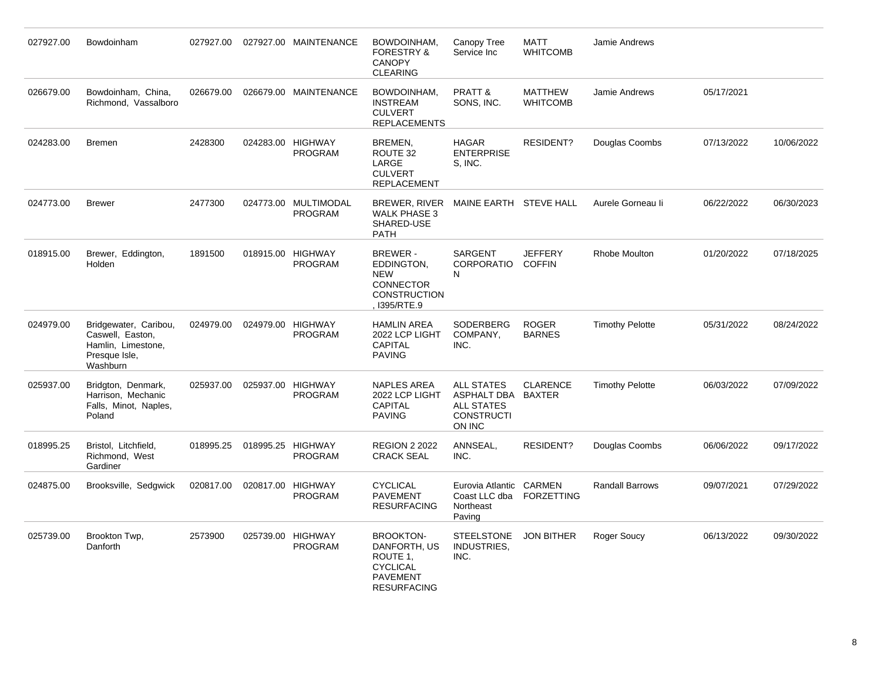| | | | | | | | | | | |
|---|---|---|---|---|---|---|---|---|---|---|
| 027927.00 | Bowdoinham | 027927.00 | 027927.00 | MAINTENANCE | BOWDOINHAM, FORESTRY & CANOPY CLEARING | Canopy Tree Service Inc | MATT WHITCOMB | Jamie Andrews | | |
| 026679.00 | Bowdoinham, China, Richmond, Vassalboro | 026679.00 | 026679.00 | MAINTENANCE | BOWDOINHAM, INSTREAM CULVERT REPLACEMENTS | PRATT & SONS, INC. | MATTHEW WHITCOMB | Jamie Andrews | 05/17/2021 | |
| 024283.00 | Bremen | 2428300 | 024283.00 | HIGHWAY PROGRAM | BREMEN, ROUTE 32 LARGE CULVERT REPLACEMENT | HAGAR ENTERPRISES, INC. | RESIDENT? | Douglas Coombs | 07/13/2022 | 10/06/2022 |
| 024773.00 | Brewer | 2477300 | 024773.00 | MULTIMODAL PROGRAM | BREWER, RIVER WALK PHASE 3 SHARED-USE PATH | MAINE EARTH | STEVE HALL | Aurele Gorneau Ii | 06/22/2022 | 06/30/2023 |
| 018915.00 | Brewer, Eddington, Holden | 1891500 | 018915.00 | HIGHWAY PROGRAM | BREWER - EDDINGTON, NEW CONNECTOR CONSTRUCTION, I395/RTE.9 | SARGENT CORPORATION | JEFFERY COFFIN | Rhobe Moulton | 01/20/2022 | 07/18/2025 |
| 024979.00 | Bridgewater, Caribou, Caswell, Easton, Hamlin, Limestone, Presque Isle, Washburn | 024979.00 | 024979.00 | HIGHWAY PROGRAM | HAMLIN AREA 2022 LCP LIGHT CAPITAL PAVING | SODERBERG COMPANY, INC. | ROGER BARNES | Timothy Pelotte | 05/31/2022 | 08/24/2022 |
| 025937.00 | Bridgton, Denmark, Harrison, Mechanic Falls, Minot, Naples, Poland | 025937.00 | 025937.00 | HIGHWAY PROGRAM | NAPLES AREA 2022 LCP LIGHT CAPITAL PAVING | ALL STATES ASPHALT DBA ALL STATES CONSTRUCTION INC | CLARENCE BAXTER | Timothy Pelotte | 06/03/2022 | 07/09/2022 |
| 018995.25 | Bristol, Litchfield, Richmond, West Gardiner | 018995.25 | 018995.25 | HIGHWAY PROGRAM | REGION 2 2022 CRACK SEAL | ANNSEAL, INC. | RESIDENT? | Douglas Coombs | 06/06/2022 | 09/17/2022 |
| 024875.00 | Brooksville, Sedgwick | 020817.00 | 020817.00 | HIGHWAY PROGRAM | CYCLICAL PAVEMENT RESURFACING | Eurovia Atlantic Coast LLC dba Northeast Paving | CARMEN FORZETTING | Randall Barrows | 09/07/2021 | 07/29/2022 |
| 025739.00 | Brookton Twp, Danforth | 2573900 | 025739.00 | HIGHWAY PROGRAM | BROOKTON-DANFORTH, US ROUTE 1, CYCLICAL PAVEMENT RESURFACING | STEELSTONE INDUSTRIES, INC. | JON BITHER | Roger Soucy | 06/13/2022 | 09/30/2022 |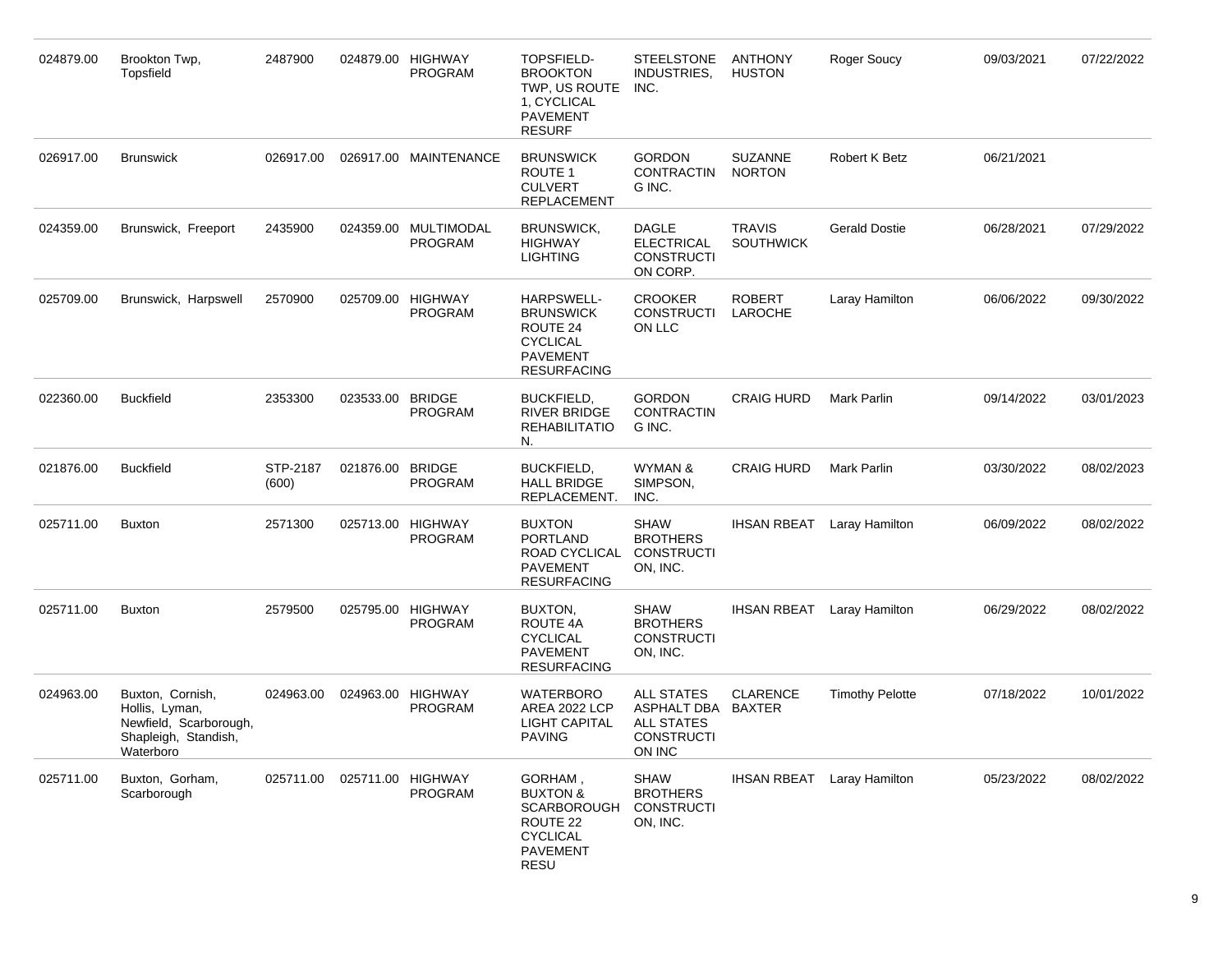| | | | | | | | | | | |
|---|---|---|---|---|---|---|---|---|---|---|
| 024879.00 | Brookton Twp, Topsfield | 2487900 | 024879.00 | HIGHWAY PROGRAM | TOPSFIELD-BROOKTON TWP, US ROUTE 1, CYCLICAL PAVEMENT RESURF | STEELSTONE INDUSTRIES, INC. | ANTHONY HUSTON | Roger Soucy | 09/03/2021 | 07/22/2022 |
| 026917.00 | Brunswick | 026917.00 | 026917.00 | MAINTENANCE | BRUNSWICK ROUTE 1 CULVERT REPLACEMENT | GORDON CONTRACTIN G INC. | SUZANNE NORTON | Robert K Betz | 06/21/2021 | |
| 024359.00 | Brunswick, Freeport | 2435900 | 024359.00 | MULTIMODAL PROGRAM | BRUNSWICK, HIGHWAY LIGHTING | DAGLE ELECTRICAL CONSTRUCTI ON CORP. | TRAVIS SOUTHWICK | Gerald Dostie | 06/28/2021 | 07/29/2022 |
| 025709.00 | Brunswick, Harpswell | 2570900 | 025709.00 | HIGHWAY PROGRAM | HARPSWELL-BRUNSWICK ROUTE 24 CYCLICAL PAVEMENT RESURFACING | CROOKER CONSTRUCTI ON LLC | ROBERT LAROCHE | Laray Hamilton | 06/06/2022 | 09/30/2022 |
| 022360.00 | Buckfield | 2353300 | 023533.00 | BRIDGE PROGRAM | BUCKFIELD, RIVER BRIDGE REHABILITATIO N. | GORDON CONTRACTIN G INC. | CRAIG HURD | Mark Parlin | 09/14/2022 | 03/01/2023 |
| 021876.00 | Buckfield | STP-2187 (600) | 021876.00 | BRIDGE PROGRAM | BUCKFIELD, HALL BRIDGE REPLACEMENT. | WYMAN & SIMPSON, INC. | CRAIG HURD | Mark Parlin | 03/30/2022 | 08/02/2023 |
| 025711.00 | Buxton | 2571300 | 025713.00 | HIGHWAY PROGRAM | BUXTON PORTLAND ROAD CYCLICAL PAVEMENT RESURFACING | SHAW BROTHERS CONSTRUCTI ON, INC. | IHSAN RBEAT | Laray Hamilton | 06/09/2022 | 08/02/2022 |
| 025711.00 | Buxton | 2579500 | 025795.00 | HIGHWAY PROGRAM | BUXTON, ROUTE 4A CYCLICAL PAVEMENT RESURFACING | SHAW BROTHERS CONSTRUCTI ON, INC. | IHSAN RBEAT | Laray Hamilton | 06/29/2022 | 08/02/2022 |
| 024963.00 | Buxton, Cornish, Hollis, Lyman, Newfield, Scarborough, Shapleigh, Standish, Waterboro | 024963.00 | 024963.00 | HIGHWAY PROGRAM | WATERBORO AREA 2022 LCP LIGHT CAPITAL PAVING | ALL STATES ASPHALT DBA ALL STATES CONSTRUCTI ON INC | CLARENCE BAXTER | Timothy Pelotte | 07/18/2022 | 10/01/2022 |
| 025711.00 | Buxton, Gorham, Scarborough | 025711.00 | 025711.00 | HIGHWAY PROGRAM | GORHAM , BUXTON & SCARBOROUGH ROUTE 22 CYCLICAL PAVEMENT RESU | SHAW BROTHERS CONSTRUCTI ON, INC. | IHSAN RBEAT | Laray Hamilton | 05/23/2022 | 08/02/2022 |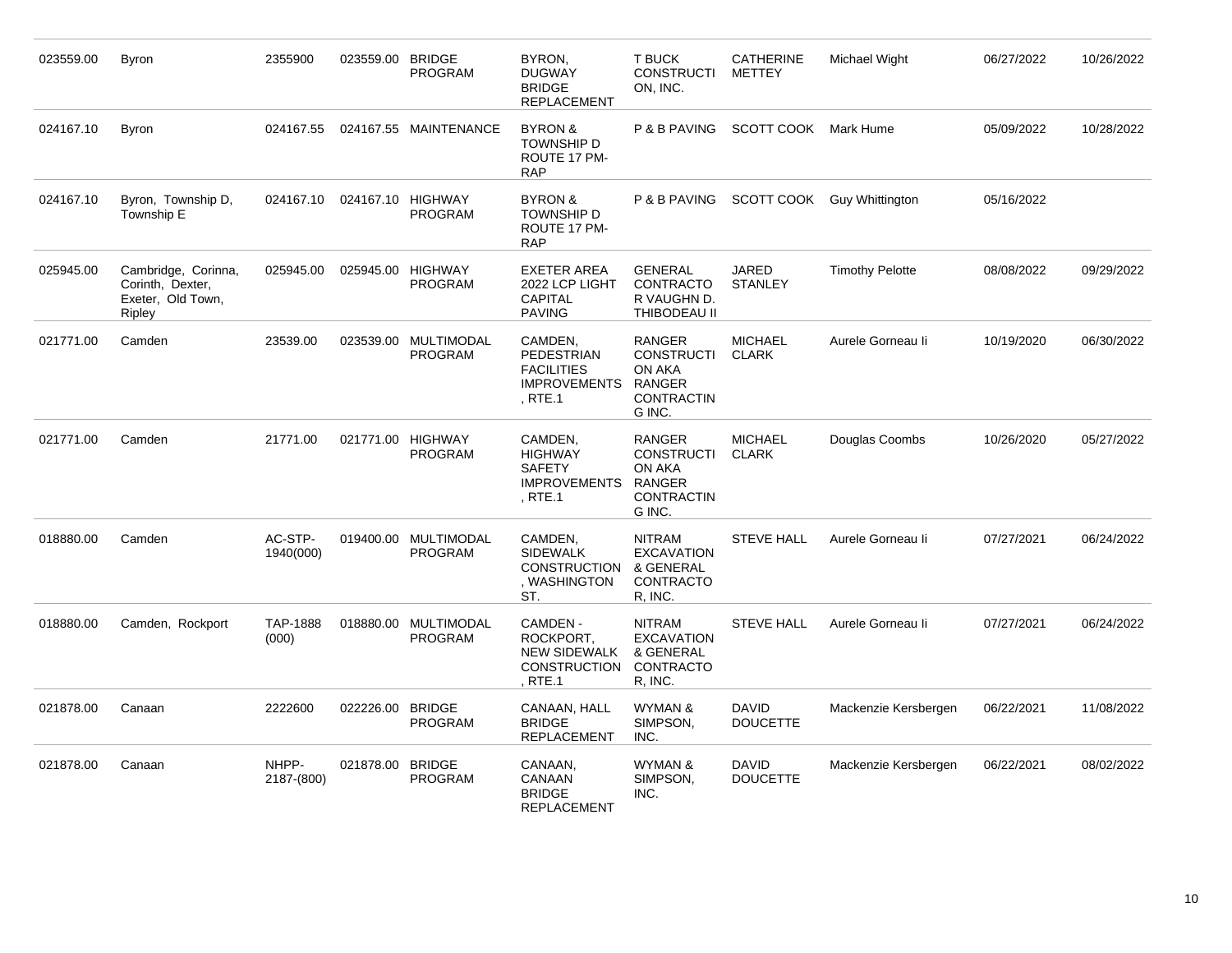| | | | | | | | | | | |
|---|---|---|---|---|---|---|---|---|---|---|
| 023559.00 | Byron | 2355900 | 023559.00 | BRIDGE PROGRAM | BYRON, DUGWAY BRIDGE REPLACEMENT | T BUCK CONSTRUCTION, INC. | CATHERINE METTEY | Michael Wight | 06/27/2022 | 10/26/2022 |
| 024167.10 | Byron | 024167.55 | 024167.55 | MAINTENANCE | BYRON & TOWNSHIP D ROUTE 17 PM-RAP | P & B PAVING | SCOTT COOK | Mark Hume | 05/09/2022 | 10/28/2022 |
| 024167.10 | Byron, Township D, Township E | 024167.10 | 024167.10 | HIGHWAY PROGRAM | BYRON & TOWNSHIP D ROUTE 17 PM-RAP | P & B PAVING | SCOTT COOK | Guy Whittington | 05/16/2022 | |
| 025945.00 | Cambridge, Corinna, Corinth, Dexter, Exeter, Old Town, Ripley | 025945.00 | 025945.00 | HIGHWAY PROGRAM | EXETER AREA 2022 LCP LIGHT CAPITAL PAVING | GENERAL CONTRACTOR VAUGHN D. THIBODEAU II | JARED STANLEY | Timothy Pelotte | 08/08/2022 | 09/29/2022 |
| 021771.00 | Camden | 23539.00 | 023539.00 | MULTIMODAL PROGRAM | CAMDEN, PEDESTRIAN FACILITIES IMPROVEMENTS, RTE.1 | RANGER CONSTRUCTION AKA RANGER CONTRACTING INC. | MICHAEL CLARK | Aurele Gorneau Ii | 10/19/2020 | 06/30/2022 |
| 021771.00 | Camden | 21771.00 | 021771.00 | HIGHWAY PROGRAM | CAMDEN, HIGHWAY SAFETY IMPROVEMENTS, RTE.1 | RANGER CONSTRUCTION AKA RANGER CONTRACTING INC. | MICHAEL CLARK | Douglas Coombs | 10/26/2020 | 05/27/2022 |
| 018880.00 | Camden | AC-STP-1940(000) | 019400.00 | MULTIMODAL PROGRAM | CAMDEN, SIDEWALK CONSTRUCTION, WASHINGTON ST. | NITRAM EXCAVATION & GENERAL CONTRACTOR, INC. | STEVE HALL | Aurele Gorneau Ii | 07/27/2021 | 06/24/2022 |
| 018880.00 | Camden, Rockport | TAP-1888 (000) | 018880.00 | MULTIMODAL PROGRAM | CAMDEN - ROCKPORT, NEW SIDEWALK CONSTRUCTION, RTE.1 | NITRAM EXCAVATION & GENERAL CONTRACTOR, INC. | STEVE HALL | Aurele Gorneau Ii | 07/27/2021 | 06/24/2022 |
| 021878.00 | Canaan | 2222600 | 022226.00 | BRIDGE PROGRAM | CANAAN, HALL BRIDGE REPLACEMENT | WYMAN & SIMPSON, INC. | DAVID DOUCETTE | Mackenzie Kersbergen | 06/22/2021 | 11/08/2022 |
| 021878.00 | Canaan | NHPP-2187-(800) | 021878.00 | BRIDGE PROGRAM | CANAAN, CANAAN BRIDGE REPLACEMENT | WYMAN & SIMPSON, INC. | DAVID DOUCETTE | Mackenzie Kersbergen | 06/22/2021 | 08/02/2022 |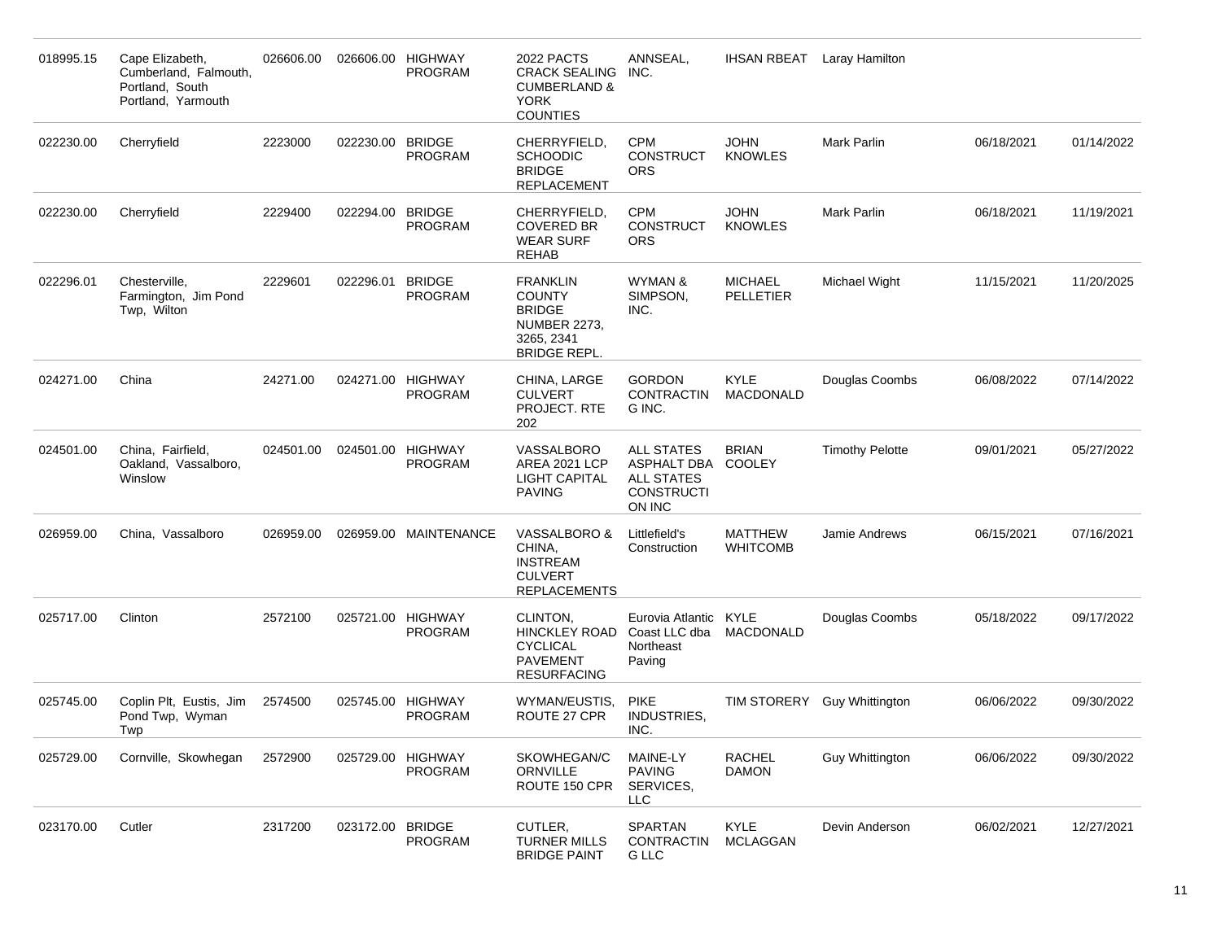| | | | | | | | | | | |
|---|---|---|---|---|---|---|---|---|---|---|
| 018995.15 | Cape Elizabeth, Cumberland, Falmouth, Portland, South Portland, Yarmouth | 026606.00 | 026606.00 | HIGHWAY PROGRAM | 2022 PACTS CRACK SEALING CUMBERLAND & YORK COUNTIES | ANNSEAL, INC. | IHSAN RBEAT | Laray Hamilton | | |
| 022230.00 | Cherryfield | 2223000 | 022230.00 | BRIDGE PROGRAM | CHERRYFIELD, SCHOODIC BRIDGE REPLACEMENT | CPM CONSTRUCTORS | JOHN KNOWLES | Mark Parlin | 06/18/2021 | 01/14/2022 |
| 022230.00 | Cherryfield | 2229400 | 022294.00 | BRIDGE PROGRAM | CHERRYFIELD, COVERED BR WEAR SURF REHAB | CPM CONSTRUCTORS | JOHN KNOWLES | Mark Parlin | 06/18/2021 | 11/19/2021 |
| 022296.01 | Chesterville, Farmington, Jim Pond Twp, Wilton | 2229601 | 022296.01 | BRIDGE PROGRAM | FRANKLIN COUNTY BRIDGE NUMBER 2273, 3265, 2341 BRIDGE REPL. | WYMAN & SIMPSON, INC. | MICHAEL PELLETIER | Michael Wight | 11/15/2021 | 11/20/2025 |
| 024271.00 | China | 24271.00 | 024271.00 | HIGHWAY PROGRAM | CHINA, LARGE CULVERT PROJECT. RTE 202 | GORDON CONTRACTING INC. | KYLE MACDONALD | Douglas Coombs | 06/08/2022 | 07/14/2022 |
| 024501.00 | China, Fairfield, Oakland, Vassalboro, Winslow | 024501.00 | 024501.00 | HIGHWAY PROGRAM | VASSALBORO AREA 2021 LCP LIGHT CAPITAL PAVING | ALL STATES ASPHALT DBA ALL STATES CONSTRUCTION INC | BRIAN COOLEY | Timothy Pelotte | 09/01/2021 | 05/27/2022 |
| 026959.00 | China, Vassalboro | 026959.00 | 026959.00 | MAINTENANCE | VASSALBORO & CHINA, INSTREAM CULVERT REPLACEMENTS | Littlefield's Construction | MATTHEW WHITCOMB | Jamie Andrews | 06/15/2021 | 07/16/2021 |
| 025717.00 | Clinton | 2572100 | 025721.00 | HIGHWAY PROGRAM | CLINTON, HINCKLEY ROAD CYCLICAL PAVEMENT RESURFACING | Eurovia Atlantic Coast LLC dba Northeast Paving | KYLE MACDONALD | Douglas Coombs | 05/18/2022 | 09/17/2022 |
| 025745.00 | Coplin Plt, Eustis, Jim Pond Twp, Wyman Twp | 2574500 | 025745.00 | HIGHWAY PROGRAM | WYMAN/EUSTIS, ROUTE 27 CPR | PIKE INDUSTRIES, INC. | TIM STORERY | Guy Whittington | 06/06/2022 | 09/30/2022 |
| 025729.00 | Cornville, Skowhegan | 2572900 | 025729.00 | HIGHWAY PROGRAM | SKOWHEGAN/CORNVILLE ROUTE 150 CPR | MAINE-LY PAVING SERVICES, LLC | RACHEL DAMON | Guy Whittington | 06/06/2022 | 09/30/2022 |
| 023170.00 | Cutler | 2317200 | 023172.00 | BRIDGE PROGRAM | CUTLER, TURNER MILLS BRIDGE PAINT | SPARTAN CONTRACTING LLC | KYLE MCLAGGAN | Devin Anderson | 06/02/2021 | 12/27/2021 |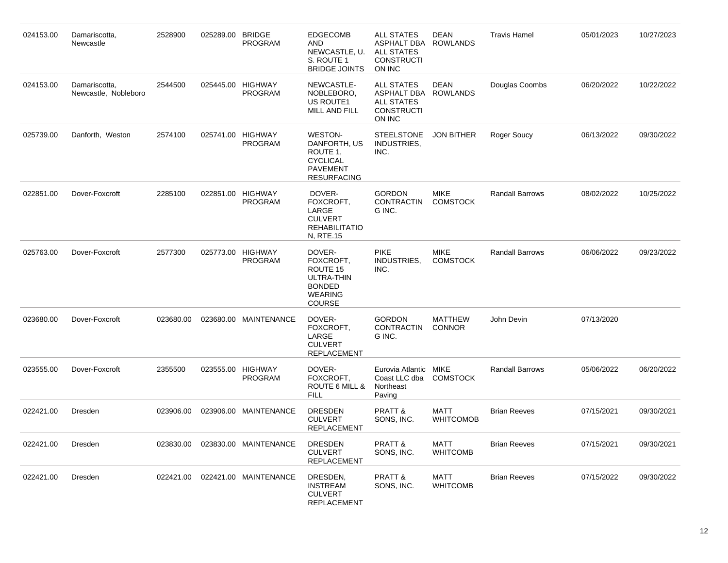| | | | | | | | | | | |
|---|---|---|---|---|---|---|---|---|---|---|
| 024153.00 | Damariscotta, Newcastle | 2528900 | 025289.00 | BRIDGE PROGRAM | EDGECOMB AND NEWCASTLE, U. S. ROUTE 1 BRIDGE JOINTS | ALL STATES ASPHALT DBA ALL STATES CONSTRUCTI ON INC | DEAN ROWLANDS | Travis Hamel | 05/01/2023 | 10/27/2023 |
| 024153.00 | Damariscotta, Newcastle, Nobleboro | 2544500 | 025445.00 | HIGHWAY PROGRAM | NEWCASTLE-NOBLEBORO, US ROUTE1 MILL AND FILL | ALL STATES ASPHALT DBA ALL STATES CONSTRUCTI ON INC | DEAN ROWLANDS | Douglas Coombs | 06/20/2022 | 10/22/2022 |
| 025739.00 | Danforth, Weston | 2574100 | 025741.00 | HIGHWAY PROGRAM | WESTON-DANFORTH, US ROUTE 1, CYCLICAL PAVEMENT RESURFACING | STEELSTONE INDUSTRIES, INC. | JON BITHER | Roger Soucy | 06/13/2022 | 09/30/2022 |
| 022851.00 | Dover-Foxcroft | 2285100 | 022851.00 | HIGHWAY PROGRAM | DOVER-FOXCROFT, LARGE CULVERT REHABILITATIO N, RTE.15 | GORDON CONTRACTIN G INC. | MIKE COMSTOCK | Randall Barrows | 08/02/2022 | 10/25/2022 |
| 025763.00 | Dover-Foxcroft | 2577300 | 025773.00 | HIGHWAY PROGRAM | DOVER-FOXCROFT, ROUTE 15 ULTRA-THIN BONDED WEARING COURSE | PIKE INDUSTRIES, INC. | MIKE COMSTOCK | Randall Barrows | 06/06/2022 | 09/23/2022 |
| 023680.00 | Dover-Foxcroft | 023680.00 | 023680.00 | MAINTENANCE | DOVER-FOXCROFT, LARGE CULVERT REPLACEMENT | GORDON CONTRACTIN G INC. | MATTHEW CONNOR | John Devin | 07/13/2020 | |
| 023555.00 | Dover-Foxcroft | 2355500 | 023555.00 | HIGHWAY PROGRAM | DOVER-FOXCROFT, ROUTE 6 MILL & FILL | Eurovia Atlantic Coast LLC dba Northeast Paving | MIKE COMSTOCK | Randall Barrows | 05/06/2022 | 06/20/2022 |
| 022421.00 | Dresden | 023906.00 | 023906.00 | MAINTENANCE | DRESDEN CULVERT REPLACEMENT | PRATT & SONS, INC. | MATT WHITCOMOB | Brian Reeves | 07/15/2021 | 09/30/2021 |
| 022421.00 | Dresden | 023830.00 | 023830.00 | MAINTENANCE | DRESDEN CULVERT REPLACEMENT | PRATT & SONS, INC. | MATT WHITCOMB | Brian Reeves | 07/15/2021 | 09/30/2021 |
| 022421.00 | Dresden | 022421.00 | 022421.00 | MAINTENANCE | DRESDEN, INSTREAM CULVERT REPLACEMENT | PRATT & SONS, INC. | MATT WHITCOMB | Brian Reeves | 07/15/2022 | 09/30/2022 |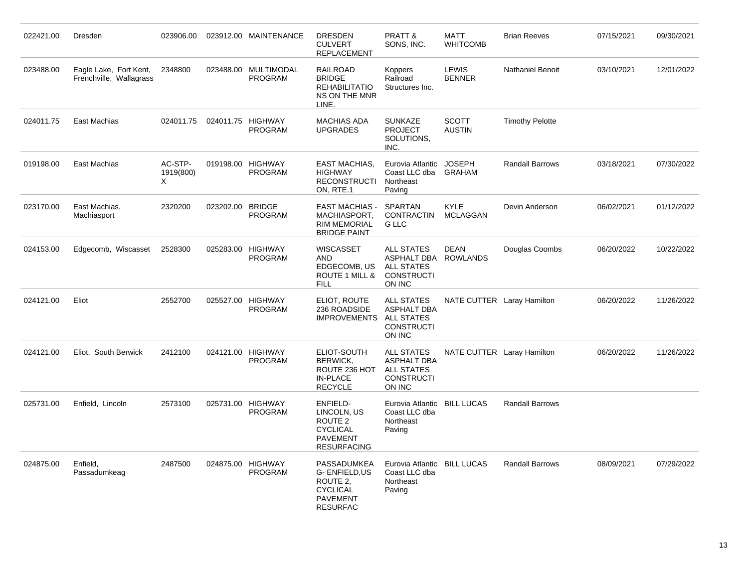| | | | | | | | | | | |
|---|---|---|---|---|---|---|---|---|---|---|
| 022421.00 | Dresden | 023906.00 | 023912.00 | MAINTENANCE | DRESDEN CULVERT REPLACEMENT | PRATT & SONS, INC. | MATT WHITCOMB | Brian Reeves | 07/15/2021 | 09/30/2021 |
| 023488.00 | Eagle Lake, Fort Kent, Frenchville, Wallagrass | 2348800 | 023488.00 | MULTIMODAL PROGRAM | RAILROAD BRIDGE REHABILITATIONS ON THE MNR LINE. | Koppers Railroad Structures Inc. | LEWIS BENNER | Nathaniel Benoit | 03/10/2021 | 12/01/2022 |
| 024011.75 | East Machias | 024011.75 | 024011.75 | HIGHWAY PROGRAM | MACHIAS ADA UPGRADES | SUNKAZE PROJECT SOLUTIONS, INC. | SCOTT AUSTIN | Timothy Pelotte | | |
| 019198.00 | East Machias | AC-STP-1919(800)X | 019198.00 | HIGHWAY PROGRAM | EAST MACHIAS, HIGHWAY RECONSTRUCTION, RTE.1 | Eurovia Atlantic Coast LLC dba Northeast Paving | JOSEPH GRAHAM | Randall Barrows | 03/18/2021 | 07/30/2022 |
| 023170.00 | East Machias, Machiasport | 2320200 | 023202.00 | BRIDGE PROGRAM | EAST MACHIAS - MACHIASPORT, RIM MEMORIAL BRIDGE PAINT | SPARTAN CONTRACTING LLC | KYLE MCLAGGAN | Devin Anderson | 06/02/2021 | 01/12/2022 |
| 024153.00 | Edgecomb, Wiscasset | 2528300 | 025283.00 | HIGHWAY PROGRAM | WISCASSET AND EDGECOMB, US ROUTE 1 MILL & FILL | ALL STATES ASPHALT DBA ALL STATES CONSTRUCTION INC | DEAN ROWLANDS | Douglas Coombs | 06/20/2022 | 10/22/2022 |
| 024121.00 | Eliot | 2552700 | 025527.00 | HIGHWAY PROGRAM | ELIOT, ROUTE 236 ROADSIDE IMPROVEMENTS | ALL STATES ASPHALT DBA ALL STATES CONSTRUCTION INC | NATE CUTTER | Laray Hamilton | 06/20/2022 | 11/26/2022 |
| 024121.00 | Eliot, South Berwick | 2412100 | 024121.00 | HIGHWAY PROGRAM | ELIOT-SOUTH BERWICK, ROUTE 236 HOT IN-PLACE RECYCLE | ALL STATES ASPHALT DBA ALL STATES CONSTRUCTION INC | NATE CUTTER | Laray Hamilton | 06/20/2022 | 11/26/2022 |
| 025731.00 | Enfield, Lincoln | 2573100 | 025731.00 | HIGHWAY PROGRAM | ENFIELD-LINCOLN, US ROUTE 2 CYCLICAL PAVEMENT RESURFACING | Eurovia Atlantic Coast LLC dba Northeast Paving | BILL LUCAS | Randall Barrows | | |
| 024875.00 | Enfield, Passadumkeag | 2487500 | 024875.00 | HIGHWAY PROGRAM | PASSADUMKEAG- ENFIELD,US ROUTE 2, CYCLICAL PAVEMENT RESURFAC | Eurovia Atlantic Coast LLC dba Northeast Paving | BILL LUCAS | Randall Barrows | 08/09/2021 | 07/29/2022 |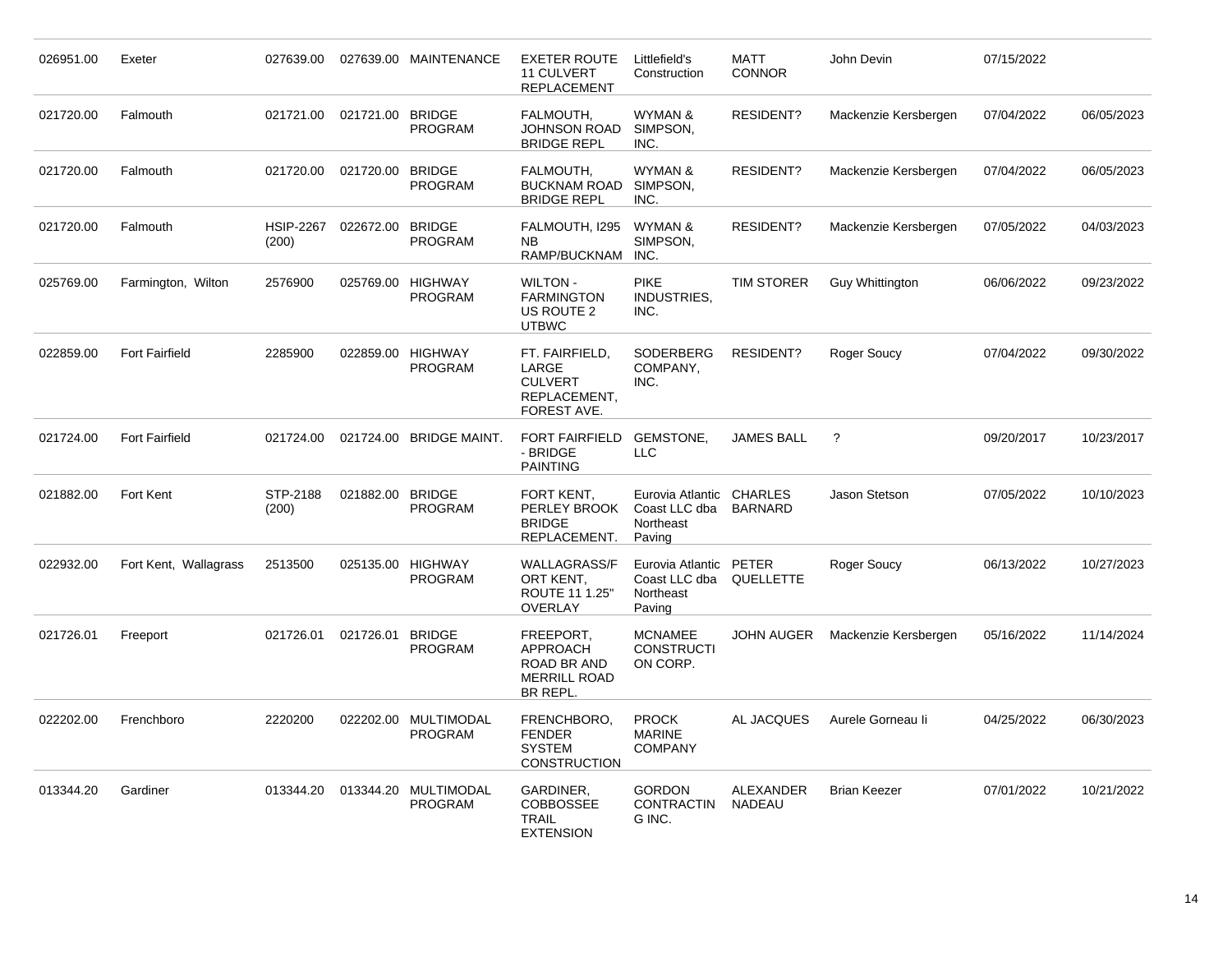| | | | | | | | | | | |
|---|---|---|---|---|---|---|---|---|---|---|
| 026951.00 | Exeter | 027639.00 | 027639.00 | MAINTENANCE | EXETER ROUTE 11 CULVERT REPLACEMENT | Littlefield's Construction | MATT CONNOR | John Devin | 07/15/2022 | |
| 021720.00 | Falmouth | 021721.00 | 021721.00 | BRIDGE PROGRAM | FALMOUTH, JOHNSON ROAD BRIDGE REPL | WYMAN & SIMPSON, INC. | RESIDENT? | Mackenzie Kersbergen | 07/04/2022 | 06/05/2023 |
| 021720.00 | Falmouth | 021720.00 | 021720.00 | BRIDGE PROGRAM | FALMOUTH, BUCKNAM ROAD BRIDGE REPL | WYMAN & SIMPSON, INC. | RESIDENT? | Mackenzie Kersbergen | 07/04/2022 | 06/05/2023 |
| 021720.00 | Falmouth | HSIP-2267 (200) | 022672.00 | BRIDGE PROGRAM | FALMOUTH, I295 NB RAMP/BUCKNAM | WYMAN & SIMPSON, INC. | RESIDENT? | Mackenzie Kersbergen | 07/05/2022 | 04/03/2023 |
| 025769.00 | Farmington, Wilton | 2576900 | 025769.00 | HIGHWAY PROGRAM | WILTON - FARMINGTON US ROUTE 2 UTBWC | PIKE INDUSTRIES, INC. | TIM STORER | Guy Whittington | 06/06/2022 | 09/23/2022 |
| 022859.00 | Fort Fairfield | 2285900 | 022859.00 | HIGHWAY PROGRAM | FT. FAIRFIELD, LARGE CULVERT REPLACEMENT, FOREST AVE. | SODERBERG COMPANY, INC. | RESIDENT? | Roger Soucy | 07/04/2022 | 09/30/2022 |
| 021724.00 | Fort Fairfield | 021724.00 | 021724.00 | BRIDGE MAINT. | FORT FAIRFIELD - BRIDGE PAINTING | GEMSTONE, LLC | JAMES BALL | ? | 09/20/2017 | 10/23/2017 |
| 021882.00 | Fort Kent | STP-2188 (200) | 021882.00 | BRIDGE PROGRAM | FORT KENT, PERLEY BROOK BRIDGE REPLACEMENT. | Eurovia Atlantic Coast LLC dba Northeast Paving | CHARLES BARNARD | Jason Stetson | 07/05/2022 | 10/10/2023 |
| 022932.00 | Fort Kent, Wallagrass | 2513500 | 025135.00 | HIGHWAY PROGRAM | WALLAGRASS/FORT KENT, ROUTE 11 1.25" OVERLAY | Eurovia Atlantic Coast LLC dba Northeast Paving | PETER QUELLETTE | Roger Soucy | 06/13/2022 | 10/27/2023 |
| 021726.01 | Freeport | 021726.01 | 021726.01 | BRIDGE PROGRAM | FREEPORT, APPROACH ROAD BR AND MERRILL ROAD BR REPL. | MCNAMEE CONSTRUCTION CORP. | JOHN AUGER | Mackenzie Kersbergen | 05/16/2022 | 11/14/2024 |
| 022202.00 | Frenchboro | 2220200 | 022202.00 | MULTIMODAL PROGRAM | FRENCHBORO, FENDER SYSTEM CONSTRUCTION | PROCK MARINE COMPANY | AL JACQUES | Aurele Gorneau Ii | 04/25/2022 | 06/30/2023 |
| 013344.20 | Gardiner | 013344.20 | 013344.20 | MULTIMODAL PROGRAM | GARDINER, COBBOSSEE TRAIL EXTENSION | GORDON CONTRACTING INC. | ALEXANDER NADEAU | Brian Keezer | 07/01/2022 | 10/21/2022 |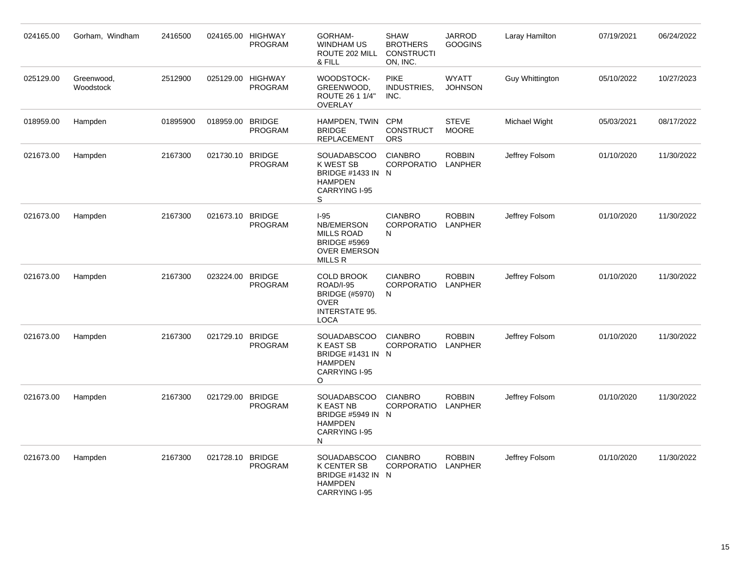| | | | | | | | | | | |
|---|---|---|---|---|---|---|---|---|---|---|
| 024165.00 | Gorham, Windham | 2416500 | 024165.00 | HIGHWAY PROGRAM | GORHAM-WINDHAM US ROUTE 202 MILL & FILL | SHAW BROTHERS CONSTRUCTION, INC. | JARROD GOOGINS | Laray Hamilton | 07/19/2021 | 06/24/2022 |
| 025129.00 | Greenwood, Woodstock | 2512900 | 025129.00 | HIGHWAY PROGRAM | WOODSTOCK-GREENWOOD, ROUTE 26 1 1/4" OVERLAY | PIKE INDUSTRIES, INC. | WYATT JOHNSON | Guy Whittington | 05/10/2022 | 10/27/2023 |
| 018959.00 | Hampden | 01895900 | 018959.00 | BRIDGE PROGRAM | HAMPDEN, TWIN BRIDGE REPLACEMENT | CPM CONSTRUCTORS | STEVE MOORE | Michael Wight | 05/03/2021 | 08/17/2022 |
| 021673.00 | Hampden | 2167300 | 021730.10 | BRIDGE PROGRAM | SOUADABSCOOK WEST SB BRIDGE #1433 IN HAMPDEN CARRYING I-95 S | CIANBRO CORPORATION | ROBBIN LANPHER | Jeffrey Folsom | 01/10/2020 | 11/30/2022 |
| 021673.00 | Hampden | 2167300 | 021673.10 | BRIDGE PROGRAM | I-95 NB/EMERSON MILLS ROAD BRIDGE #5969 OVER EMERSON MILLS R | CIANBRO CORPORATION | ROBBIN LANPHER | Jeffrey Folsom | 01/10/2020 | 11/30/2022 |
| 021673.00 | Hampden | 2167300 | 023224.00 | BRIDGE PROGRAM | COLD BROOK ROAD/I-95 BRIDGE (#5970) OVER INTERSTATE 95. LOCA | CIANBRO CORPORATION | ROBBIN LANPHER | Jeffrey Folsom | 01/10/2020 | 11/30/2022 |
| 021673.00 | Hampden | 2167300 | 021729.10 | BRIDGE PROGRAM | SOUADABSCOOK EAST SB BRIDGE #1431 IN HAMPDEN CARRYING I-95 O | CIANBRO CORPORATION | ROBBIN LANPHER | Jeffrey Folsom | 01/10/2020 | 11/30/2022 |
| 021673.00 | Hampden | 2167300 | 021729.00 | BRIDGE PROGRAM | SOUADABSCOOK EAST NB BRIDGE #5949 IN HAMPDEN CARRYING I-95 N | CIANBRO CORPORATION | ROBBIN LANPHER | Jeffrey Folsom | 01/10/2020 | 11/30/2022 |
| 021673.00 | Hampden | 2167300 | 021728.10 | BRIDGE PROGRAM | SOUADABSCOOK CENTER SB BRIDGE #1432 IN HAMPDEN CARRYING I-95 | CIANBRO CORPORATION | ROBBIN LANPHER | Jeffrey Folsom | 01/10/2020 | 11/30/2022 |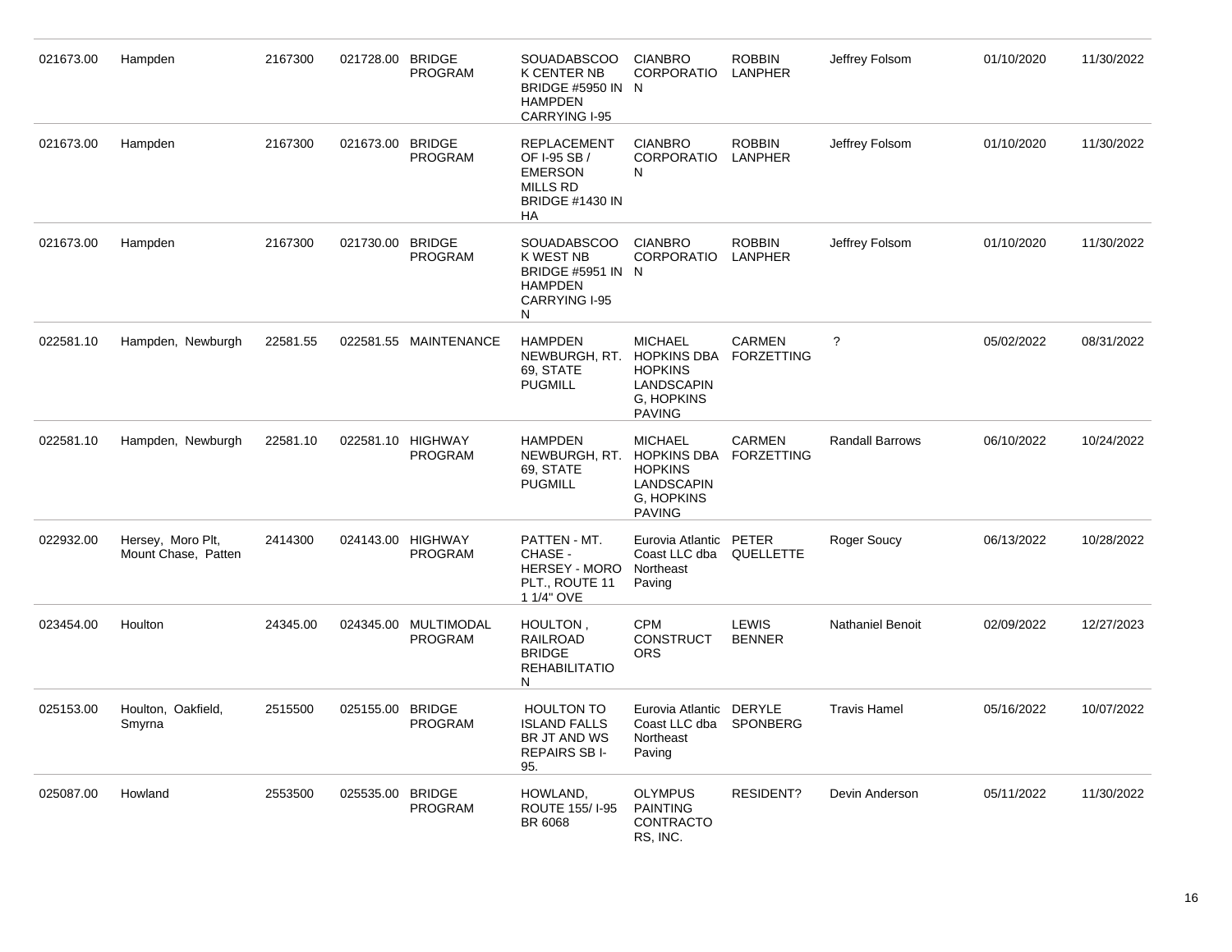| | | | | | | | | | | |
|---|---|---|---|---|---|---|---|---|---|---|
| 021673.00 | Hampden | 2167300 | 021728.00 | BRIDGE PROGRAM | SOUADABSCOOK CENTER NB BRIDGE #5950 IN HAMPDEN CARRYING I-95 | CIANBRO CORPORATION | ROBBIN LANPHER | Jeffrey Folsom | 01/10/2020 | 11/30/2022 |
| 021673.00 | Hampden | 2167300 | 021673.00 | BRIDGE PROGRAM | REPLACEMENT OF I-95 SB / EMERSON MILLS RD BRIDGE #1430 IN HA | CIANBRO CORPORATION | ROBBIN LANPHER | Jeffrey Folsom | 01/10/2020 | 11/30/2022 |
| 021673.00 | Hampden | 2167300 | 021730.00 | BRIDGE PROGRAM | SOUADABSCOOK WEST NB BRIDGE #5951 IN HAMPDEN CARRYING I-95 N | CIANBRO CORPORATION | ROBBIN LANPHER | Jeffrey Folsom | 01/10/2020 | 11/30/2022 |
| 022581.10 | Hampden, Newburgh | 22581.55 | 022581.55 | MAINTENANCE | HAMPDEN NEWBURGH, RT. 69, STATE PUGMILL | MICHAEL HOPKINS DBA HOPKINS LANDSCAPING, HOPKINS PAVING | CARMEN FORZETTING | ? | 05/02/2022 | 08/31/2022 |
| 022581.10 | Hampden, Newburgh | 22581.10 | 022581.10 | HIGHWAY PROGRAM | HAMPDEN NEWBURGH, RT. 69, STATE PUGMILL | MICHAEL HOPKINS DBA HOPKINS LANDSCAPING, HOPKINS PAVING | CARMEN FORZETTING | Randall Barrows | 06/10/2022 | 10/24/2022 |
| 022932.00 | Hersey, Moro Plt, Mount Chase, Patten | 2414300 | 024143.00 | HIGHWAY PROGRAM | PATTEN - MT. CHASE - HERSEY - MORO PLT., ROUTE 11 1 1/4" OVE | Eurovia Atlantic Coast LLC dba Northeast Paving | PETER QUELLETTE | Roger Soucy | 06/13/2022 | 10/28/2022 |
| 023454.00 | Houlton | 24345.00 | 024345.00 | MULTIMODAL PROGRAM | HOULTON , RAILROAD BRIDGE REHABILITATION | CPM CONSTRUCTORS | LEWIS BENNER | Nathaniel Benoit | 02/09/2022 | 12/27/2023 |
| 025153.00 | Houlton, Oakfield, Smyrna | 2515500 | 025155.00 | BRIDGE PROGRAM | HOULTON TO ISLAND FALLS BR JT AND WS REPAIRS SB I-95. | Eurovia Atlantic Coast LLC dba Northeast Paving | DERYLE SPONBERG | Travis Hamel | 05/16/2022 | 10/07/2022 |
| 025087.00 | Howland | 2553500 | 025535.00 | BRIDGE PROGRAM | HOWLAND, ROUTE 155/ I-95 BR 6068 | OLYMPUS PAINTING CONTRACTORS, INC. | RESIDENT? | Devin Anderson | 05/11/2022 | 11/30/2022 |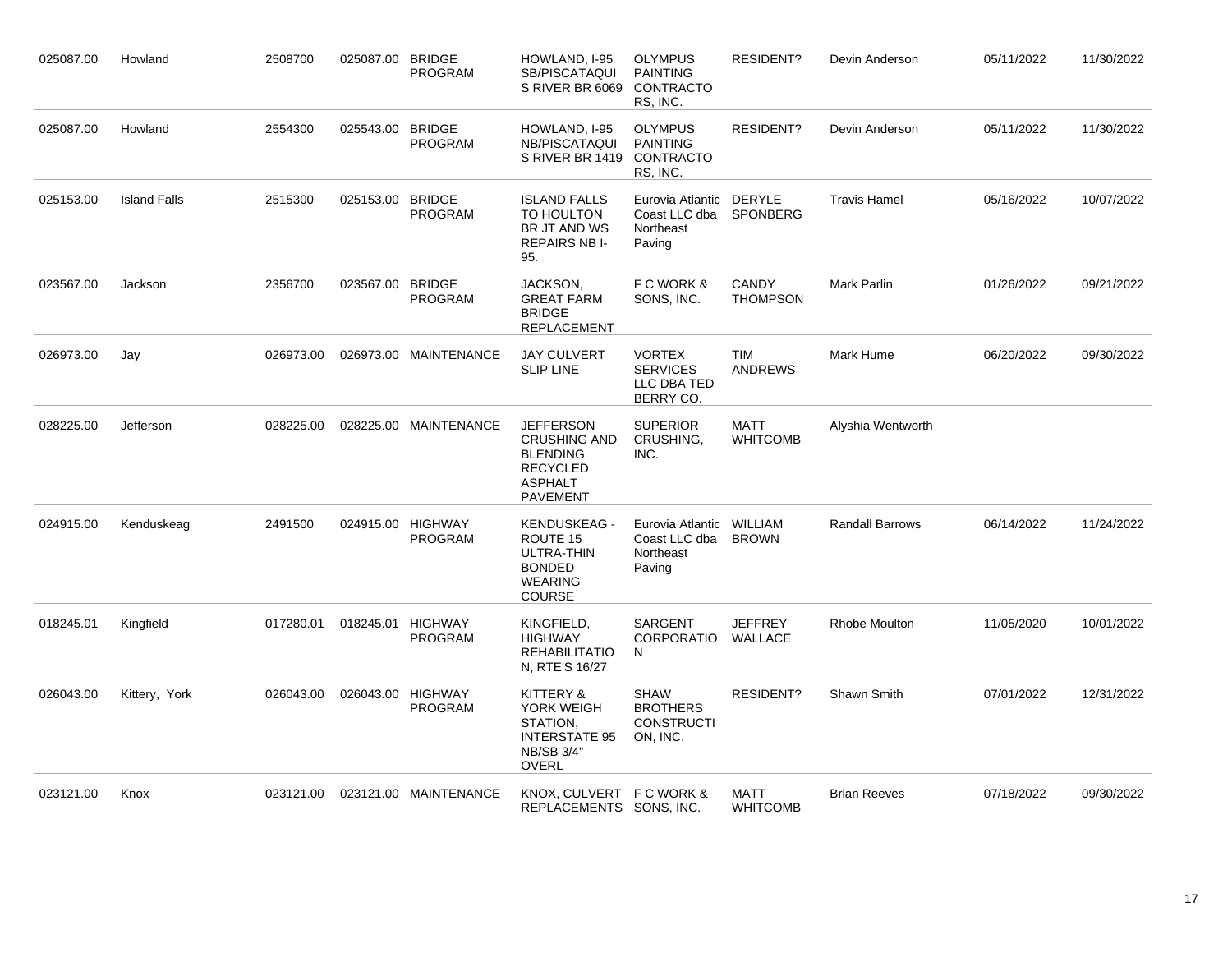| | | | | | | | | | | |
|---|---|---|---|---|---|---|---|---|---|---|
| 025087.00 | Howland | 2508700 | 025087.00 | BRIDGE PROGRAM | HOWLAND, I-95 SB/PISCATAQUIS RIVER BR 6069 | OLYMPUS PAINTING CONTRACTORS, INC. | RESIDENT? | Devin Anderson | 05/11/2022 | 11/30/2022 |
| 025087.00 | Howland | 2554300 | 025543.00 | BRIDGE PROGRAM | HOWLAND, I-95 NB/PISCATAQUIS RIVER BR 1419 | OLYMPUS PAINTING CONTRACTORS, INC. | RESIDENT? | Devin Anderson | 05/11/2022 | 11/30/2022 |
| 025153.00 | Island Falls | 2515300 | 025153.00 | BRIDGE PROGRAM | ISLAND FALLS TO HOULTON BR JT AND WS REPAIRS NB I-95. | Eurovia Atlantic Coast LLC dba Northeast Paving | DERYLE SPONBERG | Travis Hamel | 05/16/2022 | 10/07/2022 |
| 023567.00 | Jackson | 2356700 | 023567.00 | BRIDGE PROGRAM | JACKSON, GREAT FARM BRIDGE REPLACEMENT | F C WORK & SONS, INC. | CANDY THOMPSON | Mark Parlin | 01/26/2022 | 09/21/2022 |
| 026973.00 | Jay | 026973.00 | 026973.00 | MAINTENANCE | JAY CULVERT SLIP LINE | VORTEX SERVICES LLC DBA TED BERRY CO. | TIM ANDREWS | Mark Hume | 06/20/2022 | 09/30/2022 |
| 028225.00 | Jefferson | 028225.00 | 028225.00 | MAINTENANCE | JEFFERSON CRUSHING AND BLENDING RECYCLED ASPHALT PAVEMENT | SUPERIOR CRUSHING, INC. | MATT WHITCOMB | Alyshia Wentworth | | |
| 024915.00 | Kenduskeag | 2491500 | 024915.00 | HIGHWAY PROGRAM | KENDUSKEAG - ROUTE 15 ULTRA-THIN BONDED WEARING COURSE | Eurovia Atlantic Coast LLC dba Northeast Paving | WILLIAM BROWN | Randall Barrows | 06/14/2022 | 11/24/2022 |
| 018245.01 | Kingfield | 017280.01 | 018245.01 | HIGHWAY PROGRAM | KINGFIELD, HIGHWAY REHABILITATION, RTE'S 16/27 | SARGENT CORPORATION | JEFFREY WALLACE | Rhobe Moulton | 11/05/2020 | 10/01/2022 |
| 026043.00 | Kittery, York | 026043.00 | 026043.00 | HIGHWAY PROGRAM | KITTERY & YORK WEIGH STATION, INTERSTATE 95 NB/SB 3/4" OVERL | SHAW BROTHERS CONSTRUCTION, INC. | RESIDENT? | Shawn Smith | 07/01/2022 | 12/31/2022 |
| 023121.00 | Knox | 023121.00 | 023121.00 | MAINTENANCE | KNOX, CULVERT REPLACEMENTS | F C WORK & SONS, INC. | MATT WHITCOMB | Brian Reeves | 07/18/2022 | 09/30/2022 |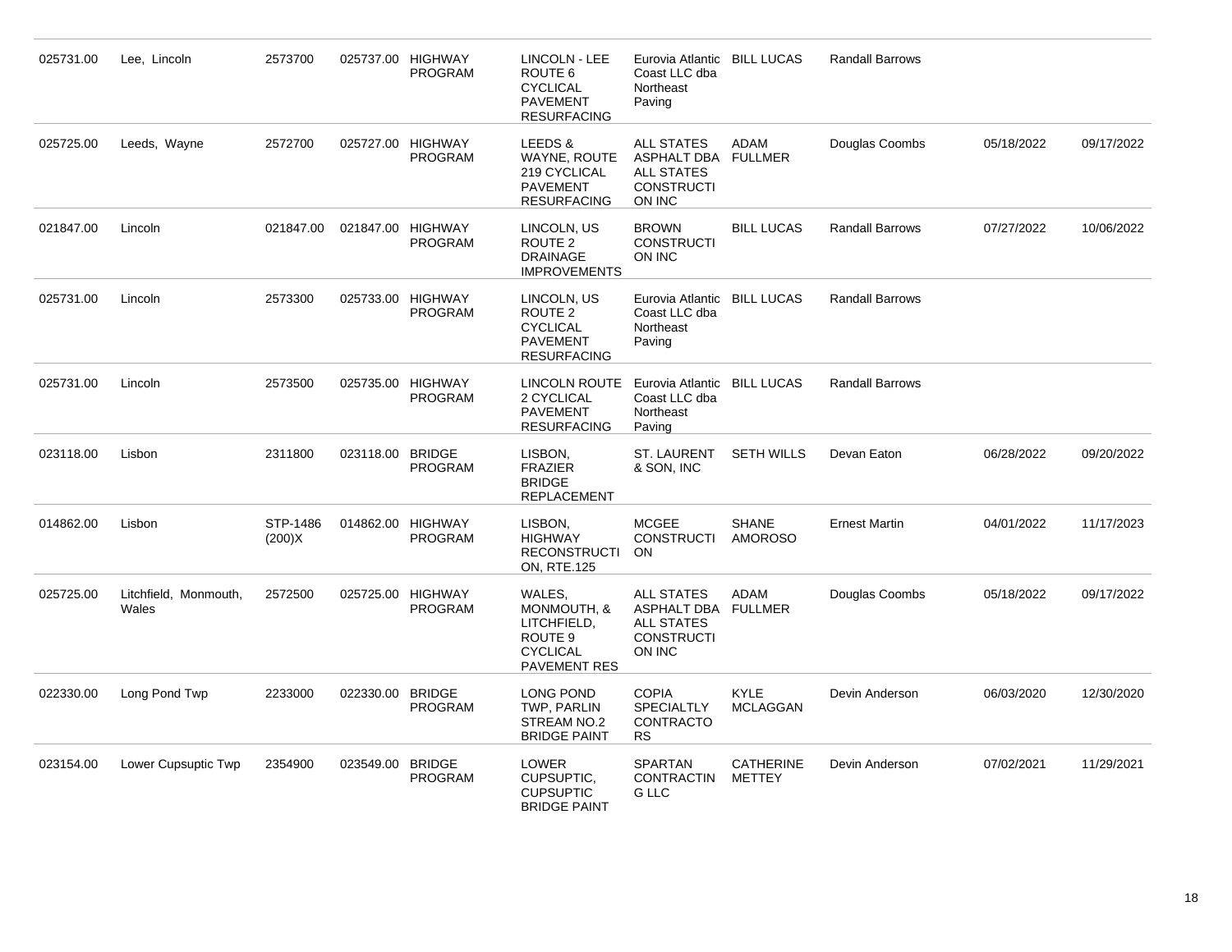| | | | | | | | | | | |
|---|---|---|---|---|---|---|---|---|---|---|
| 025731.00 | Lee, Lincoln | 2573700 | 025737.00 | HIGHWAY PROGRAM | LINCOLN - LEE ROUTE 6 CYCLICAL PAVEMENT RESURFACING | Eurovia Atlantic Coast LLC dba Northeast Paving | BILL LUCAS | Randall Barrows | | |
| 025725.00 | Leeds, Wayne | 2572700 | 025727.00 | HIGHWAY PROGRAM | LEEDS & WAYNE, ROUTE 219 CYCLICAL PAVEMENT RESURFACING | ALL STATES ASPHALT DBA ALL STATES CONSTRUCTI ON INC | ADAM FULLMER | Douglas Coombs | 05/18/2022 | 09/17/2022 |
| 021847.00 | Lincoln | 021847.00 | 021847.00 | HIGHWAY PROGRAM | LINCOLN, US ROUTE 2 DRAINAGE IMPROVEMENTS | BROWN CONSTRUCTI ON INC | BILL LUCAS | Randall Barrows | 07/27/2022 | 10/06/2022 |
| 025731.00 | Lincoln | 2573300 | 025733.00 | HIGHWAY PROGRAM | LINCOLN, US ROUTE 2 CYCLICAL PAVEMENT RESURFACING | Eurovia Atlantic Coast LLC dba Northeast Paving | BILL LUCAS | Randall Barrows | | |
| 025731.00 | Lincoln | 2573500 | 025735.00 | HIGHWAY PROGRAM | LINCOLN ROUTE 2 CYCLICAL PAVEMENT RESURFACING | Eurovia Atlantic Coast LLC dba Northeast Paving | BILL LUCAS | Randall Barrows | | |
| 023118.00 | Lisbon | 2311800 | 023118.00 | BRIDGE PROGRAM | LISBON, FRAZIER BRIDGE REPLACEMENT | ST. LAURENT & SON, INC | SETH WILLS | Devan Eaton | 06/28/2022 | 09/20/2022 |
| 014862.00 | Lisbon | STP-1486 (200)X | 014862.00 | HIGHWAY PROGRAM | LISBON, HIGHWAY RECONSTRUCTI ON, RTE.125 | MCGEE CONSTRUCTI ON | SHANE AMOROSO | Ernest Martin | 04/01/2022 | 11/17/2023 |
| 025725.00 | Litchfield, Monmouth, Wales | 2572500 | 025725.00 | HIGHWAY PROGRAM | WALES, MONMOUTH, & LITCHFIELD, ROUTE 9 CYCLICAL PAVEMENT RES | ALL STATES ASPHALT DBA ALL STATES CONSTRUCTI ON INC | ADAM FULLMER | Douglas Coombs | 05/18/2022 | 09/17/2022 |
| 022330.00 | Long Pond Twp | 2233000 | 022330.00 | BRIDGE PROGRAM | LONG POND TWP, PARLIN STREAM NO.2 BRIDGE PAINT | COPIA SPECIALTLY CONTRACTO RS | KYLE MCLAGGAN | Devin Anderson | 06/03/2020 | 12/30/2020 |
| 023154.00 | Lower Cupsuptic Twp | 2354900 | 023549.00 | BRIDGE PROGRAM | LOWER CUPSUPTIC, CUPSUPTIC BRIDGE PAINT | SPARTAN CONTRACTIN G LLC | CATHERINE METTEY | Devin Anderson | 07/02/2021 | 11/29/2021 |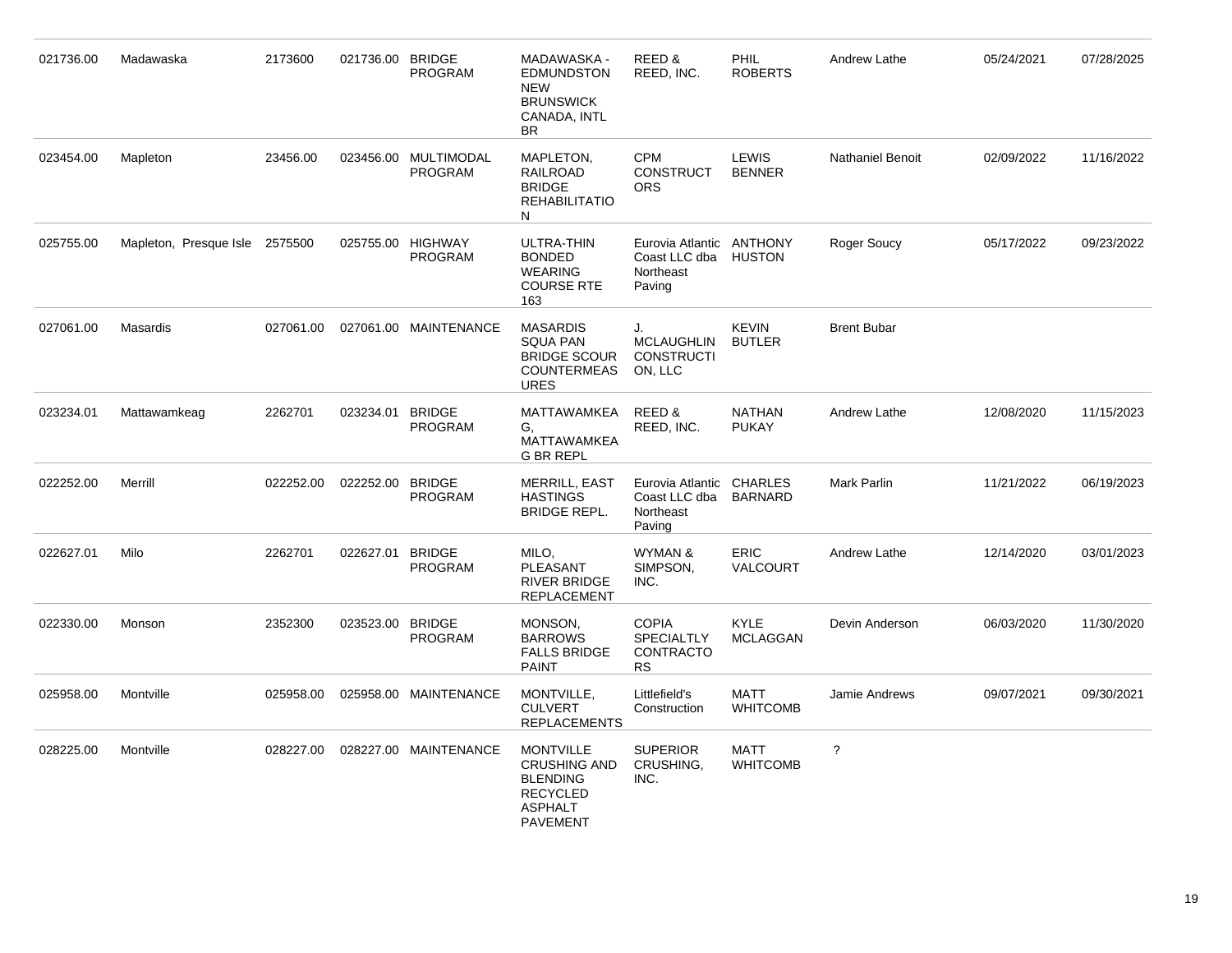| | | | | | | | | | | |
|---|---|---|---|---|---|---|---|---|---|---|
| 021736.00 | Madawaska | 2173600 | 021736.00 | BRIDGE PROGRAM | MADAWASKA - EDMUNDSTON NEW BRUNSWICK CANADA, INTL BR | REED & REED, INC. | PHIL ROBERTS | Andrew Lathe | 05/24/2021 | 07/28/2025 |
| 023454.00 | Mapleton | 23456.00 | 023456.00 | MULTIMODAL PROGRAM | MAPLETON, RAILROAD BRIDGE REHABILITATION | CPM CONSTRUCTORS | LEWIS BENNER | Nathaniel Benoit | 02/09/2022 | 11/16/2022 |
| 025755.00 | Mapleton, Presque Isle | 2575500 | 025755.00 | HIGHWAY PROGRAM | ULTRA-THIN BONDED WEARING COURSE RTE 163 | Eurovia Atlantic Coast LLC dba Northeast Paving | ANTHONY HUSTON | Roger Soucy | 05/17/2022 | 09/23/2022 |
| 027061.00 | Masardis | 027061.00 | 027061.00 | MAINTENANCE | MASARDIS SQUA PAN BRIDGE SCOUR COUNTERMEASURES | J. MCLAUGHLIN CONSTRUCTION, LLC | KEVIN BUTLER | Brent Bubar | | |
| 023234.01 | Mattawamkeag | 2262701 | 023234.01 | BRIDGE PROGRAM | MATTAWAMKEAG, MATTAWAMKEAG BR REPL | REED & REED, INC. | NATHAN PUKAY | Andrew Lathe | 12/08/2020 | 11/15/2023 |
| 022252.00 | Merrill | 022252.00 | 022252.00 | BRIDGE PROGRAM | MERRILL, EAST HASTINGS BRIDGE REPL. | Eurovia Atlantic Coast LLC dba Northeast Paving | CHARLES BARNARD | Mark Parlin | 11/21/2022 | 06/19/2023 |
| 022627.01 | Milo | 2262701 | 022627.01 | BRIDGE PROGRAM | MILO, PLEASANT RIVER BRIDGE REPLACEMENT | WYMAN & SIMPSON, INC. | ERIC VALCOURT | Andrew Lathe | 12/14/2020 | 03/01/2023 |
| 022330.00 | Monson | 2352300 | 023523.00 | BRIDGE PROGRAM | MONSON, BARROWS FALLS BRIDGE PAINT | COPIA SPECIALTLY CONTRACTORS | KYLE MCLAGGAN | Devin Anderson | 06/03/2020 | 11/30/2020 |
| 025958.00 | Montville | 025958.00 | 025958.00 | MAINTENANCE | MONTVILLE, CULVERT REPLACEMENTS | Littlefield's Construction | MATT WHITCOMB | Jamie Andrews | 09/07/2021 | 09/30/2021 |
| 028225.00 | Montville | 028227.00 | 028227.00 | MAINTENANCE | MONTVILLE CRUSHING AND BLENDING RECYCLED ASPHALT PAVEMENT | SUPERIOR CRUSHING, INC. | MATT WHITCOMB | ? | | |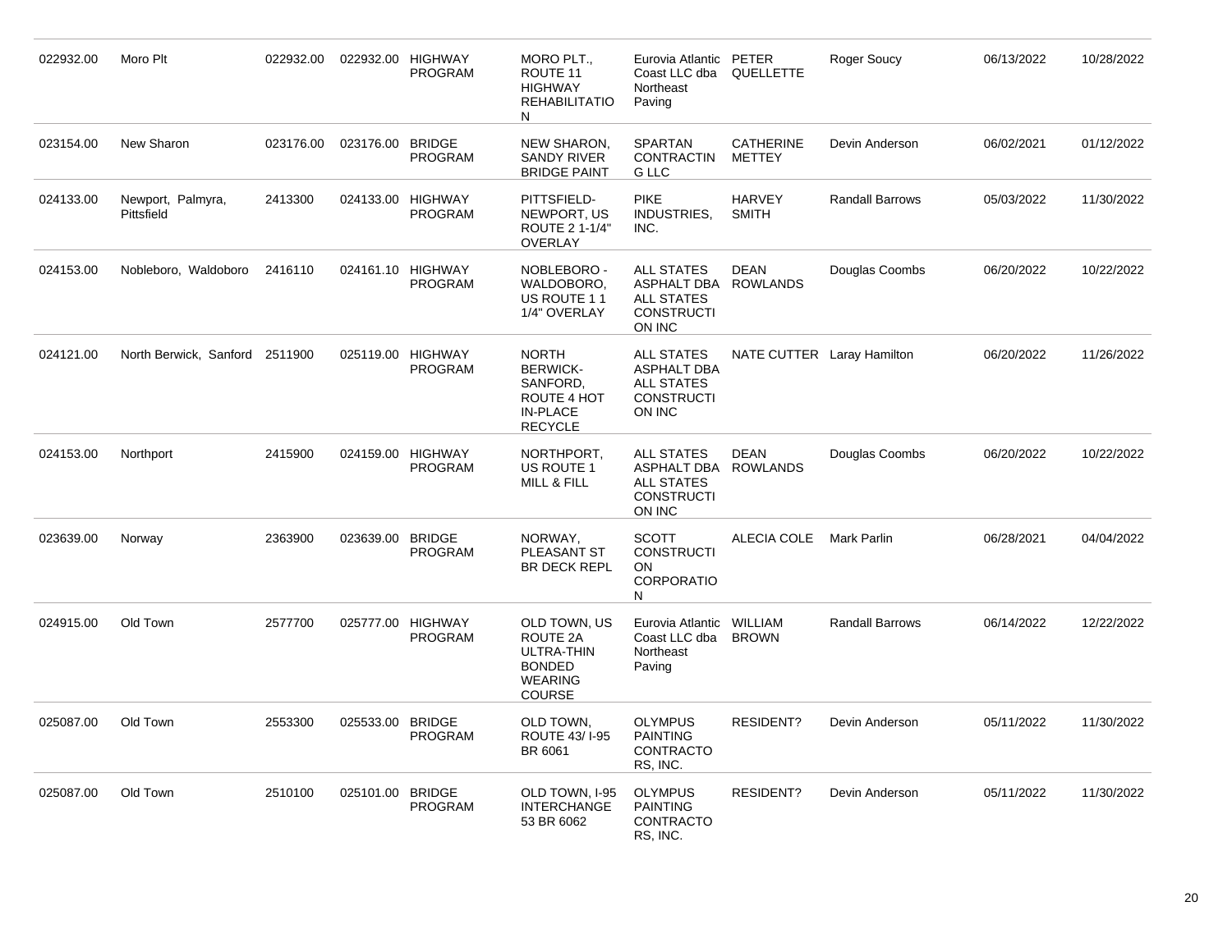| | | | | | | | | | | |
|---|---|---|---|---|---|---|---|---|---|---|
| 022932.00 | Moro Plt | 022932.00 | 022932.00 | HIGHWAY PROGRAM | MORO PLT., ROUTE 11 HIGHWAY REHABILITATION | Eurovia Atlantic Coast LLC dba Northeast Paving | PETER QUELLETTE | Roger Soucy | 06/13/2022 | 10/28/2022 |
| 023154.00 | New Sharon | 023176.00 | 023176.00 | BRIDGE PROGRAM | NEW SHARON, SANDY RIVER BRIDGE PAINT | SPARTAN CONTRACTING LLC | CATHERINE METTEY | Devin Anderson | 06/02/2021 | 01/12/2022 |
| 024133.00 | Newport, Palmyra, Pittsfield | 2413300 | 024133.00 | HIGHWAY PROGRAM | PITTSFIELD-NEWPORT, US ROUTE 2 1-1/4" OVERLAY | PIKE INDUSTRIES, INC. | HARVEY SMITH | Randall Barrows | 05/03/2022 | 11/30/2022 |
| 024153.00 | Nobleboro, Waldoboro | 2416110 | 024161.10 | HIGHWAY PROGRAM | NOBLEBORO - WALDOBORO, US ROUTE 1 1 1/4" OVERLAY | ALL STATES ASPHALT DBA ALL STATES CONSTRUCTION INC | DEAN ROWLANDS | Douglas Coombs | 06/20/2022 | 10/22/2022 |
| 024121.00 | North Berwick, Sanford | 2511900 | 025119.00 | HIGHWAY PROGRAM | NORTH BERWICK-SANFORD, ROUTE 4 HOT IN-PLACE RECYCLE | ALL STATES ASPHALT DBA ALL STATES CONSTRUCTION INC | NATE CUTTER | Laray Hamilton | 06/20/2022 | 11/26/2022 |
| 024153.00 | Northport | 2415900 | 024159.00 | HIGHWAY PROGRAM | NORTHPORT, US ROUTE 1 MILL & FILL | ALL STATES ASPHALT DBA ALL STATES CONSTRUCTION INC | DEAN ROWLANDS | Douglas Coombs | 06/20/2022 | 10/22/2022 |
| 023639.00 | Norway | 2363900 | 023639.00 | BRIDGE PROGRAM | NORWAY, PLEASANT ST BR DECK REPL | SCOTT CONSTRUCTION CORPORATION | ALECIA COLE | Mark Parlin | 06/28/2021 | 04/04/2022 |
| 024915.00 | Old Town | 2577700 | 025777.00 | HIGHWAY PROGRAM | OLD TOWN, US ROUTE 2A ULTRA-THIN BONDED WEARING COURSE | Eurovia Atlantic Coast LLC dba Northeast Paving | WILLIAM BROWN | Randall Barrows | 06/14/2022 | 12/22/2022 |
| 025087.00 | Old Town | 2553300 | 025533.00 | BRIDGE PROGRAM | OLD TOWN, ROUTE 43/ I-95 BR 6061 | OLYMPUS PAINTING CONTRACTORS, INC. | RESIDENT? | Devin Anderson | 05/11/2022 | 11/30/2022 |
| 025087.00 | Old Town | 2510100 | 025101.00 | BRIDGE PROGRAM | OLD TOWN, I-95 INTERCHANGE 53 BR 6062 | OLYMPUS PAINTING CONTRACTORS, INC. | RESIDENT? | Devin Anderson | 05/11/2022 | 11/30/2022 |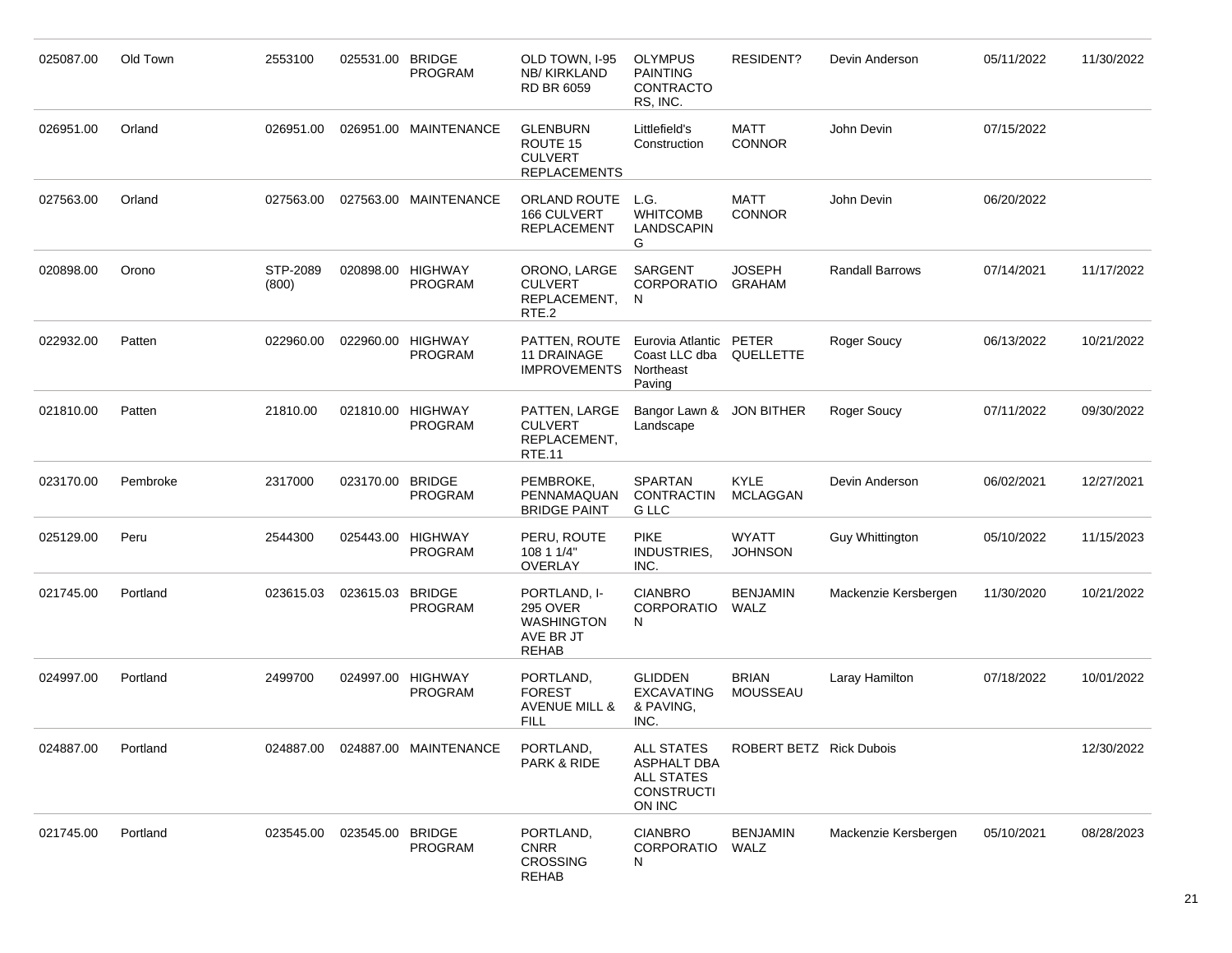| | | | | | | | | | | |
|---|---|---|---|---|---|---|---|---|---|---|
| 025087.00 | Old Town | 2553100 | 025531.00 | BRIDGE PROGRAM | OLD TOWN, I-95 NB/ KIRKLAND RD BR 6059 | OLYMPUS PAINTING CONTRACTORS, INC. | RESIDENT? | Devin Anderson | 05/11/2022 | 11/30/2022 |
| 026951.00 | Orland | 026951.00 | 026951.00 | MAINTENANCE | GLENBURN ROUTE 15 CULVERT REPLACEMENTS | Littlefield's Construction | MATT CONNOR | John Devin | 07/15/2022 | |
| 027563.00 | Orland | 027563.00 | 027563.00 | MAINTENANCE | ORLAND ROUTE 166 CULVERT REPLACEMENT | L.G. WHITCOMB LANDSCAPING | MATT CONNOR | John Devin | 06/20/2022 | |
| 020898.00 | Orono | STP-2089 (800) | 020898.00 | HIGHWAY PROGRAM | ORONO, LARGE CULVERT REPLACEMENT, RTE.2 | SARGENT CORPORATION | JOSEPH GRAHAM | Randall Barrows | 07/14/2021 | 11/17/2022 |
| 022932.00 | Patten | 022960.00 | 022960.00 | HIGHWAY PROGRAM | PATTEN, ROUTE 11 DRAINAGE IMPROVEMENTS | Eurovia Atlantic Coast LLC dba Northeast Paving | PETER QUELLETTE | Roger Soucy | 06/13/2022 | 10/21/2022 |
| 021810.00 | Patten | 21810.00 | 021810.00 | HIGHWAY PROGRAM | PATTEN, LARGE CULVERT REPLACEMENT, RTE.11 | Bangor Lawn & Landscape | JON BITHER | Roger Soucy | 07/11/2022 | 09/30/2022 |
| 023170.00 | Pembroke | 2317000 | 023170.00 | BRIDGE PROGRAM | PEMBROKE, PENNAMAQUAN BRIDGE PAINT | SPARTAN CONTRACTING LLC | KYLE MCLAGGAN | Devin Anderson | 06/02/2021 | 12/27/2021 |
| 025129.00 | Peru | 2544300 | 025443.00 | HIGHWAY PROGRAM | PERU, ROUTE 108 1 1/4" OVERLAY | PIKE INDUSTRIES, INC. | WYATT JOHNSON | Guy Whittington | 05/10/2022 | 11/15/2023 |
| 021745.00 | Portland | 023615.03 | 023615.03 | BRIDGE PROGRAM | PORTLAND, I-295 OVER WASHINGTON AVE BR JT REHAB | CIANBRO CORPORATION | BENJAMIN WALZ | Mackenzie Kersbergen | 11/30/2020 | 10/21/2022 |
| 024997.00 | Portland | 2499700 | 024997.00 | HIGHWAY PROGRAM | PORTLAND, FOREST AVENUE MILL & FILL | GLIDDEN EXCAVATING & PAVING, INC. | BRIAN MOUSSEAU | Laray Hamilton | 07/18/2022 | 10/01/2022 |
| 024887.00 | Portland | 024887.00 | 024887.00 | MAINTENANCE | PORTLAND, PARK & RIDE | ALL STATES ASPHALT DBA ALL STATES CONSTRUCTION INC | ROBERT BETZ | Rick Dubois | | 12/30/2022 |
| 021745.00 | Portland | 023545.00 | 023545.00 | BRIDGE PROGRAM | PORTLAND, CNRR CROSSING REHAB | CIANBRO CORPORATION | BENJAMIN WALZ | Mackenzie Kersbergen | 05/10/2021 | 08/28/2023 |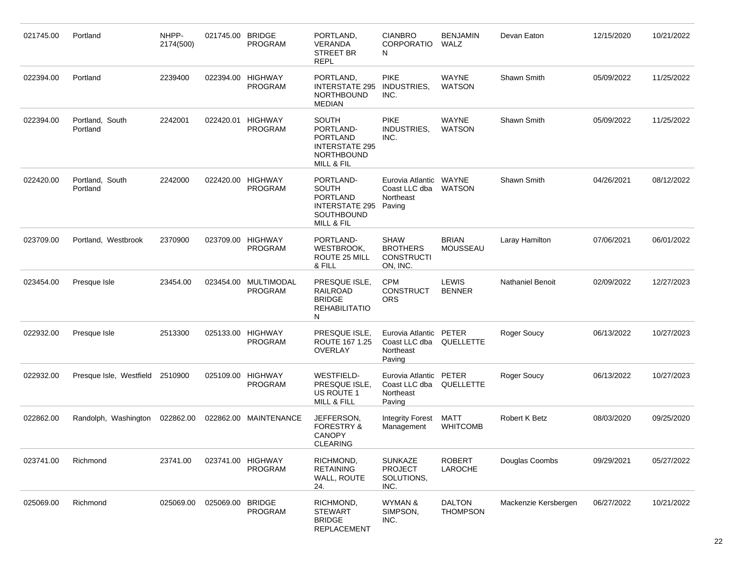| | | | | | | | | | | |
|---|---|---|---|---|---|---|---|---|---|---|
| 021745.00 | Portland | NHPP-2174(500) | 021745.00 | BRIDGE PROGRAM | PORTLAND, VERANDA STREET BR REPL | CIANBRO CORPORATION | BENJAMIN WALZ | Devan Eaton | 12/15/2020 | 10/21/2022 |
| 022394.00 | Portland | 2239400 | 022394.00 | HIGHWAY PROGRAM | PORTLAND, INTERSTATE 295 NORTHBOUND MEDIAN | PIKE INDUSTRIES, INC. | WAYNE WATSON | Shawn Smith | 05/09/2022 | 11/25/2022 |
| 022394.00 | Portland, South Portland | 2242001 | 022420.01 | HIGHWAY PROGRAM | SOUTH PORTLAND-PORTLAND INTERSTATE 295 NORTHBOUND MILL & FIL | PIKE INDUSTRIES, INC. | WAYNE WATSON | Shawn Smith | 05/09/2022 | 11/25/2022 |
| 022420.00 | Portland, South Portland | 2242000 | 022420.00 | HIGHWAY PROGRAM | PORTLAND-SOUTH PORTLAND INTERSTATE 295 SOUTHBOUND MILL & FIL | Eurovia Atlantic Coast LLC dba Northeast Paving | WAYNE WATSON | Shawn Smith | 04/26/2021 | 08/12/2022 |
| 023709.00 | Portland, Westbrook | 2370900 | 023709.00 | HIGHWAY PROGRAM | PORTLAND-WESTBROOK, ROUTE 25 MILL & FILL | SHAW BROTHERS CONSTRUCTION, INC. | BRIAN MOUSSEAU | Laray Hamilton | 07/06/2021 | 06/01/2022 |
| 023454.00 | Presque Isle | 23454.00 | 023454.00 | MULTIMODAL PROGRAM | PRESQUE ISLE, RAILROAD BRIDGE REHABILITATION | CPM CONSTRUCTORS | LEWIS BENNER | Nathaniel Benoit | 02/09/2022 | 12/27/2023 |
| 022932.00 | Presque Isle | 2513300 | 025133.00 | HIGHWAY PROGRAM | PRESQUE ISLE, ROUTE 167 1.25 OVERLAY | Eurovia Atlantic Coast LLC dba Northeast Paving | PETER QUELLETTE | Roger Soucy | 06/13/2022 | 10/27/2023 |
| 022932.00 | Presque Isle, Westfield | 2510900 | 025109.00 | HIGHWAY PROGRAM | WESTFIELD-PRESQUE ISLE, US ROUTE 1 MILL & FILL | Eurovia Atlantic Coast LLC dba Northeast Paving | PETER QUELLETTE | Roger Soucy | 06/13/2022 | 10/27/2023 |
| 022862.00 | Randolph, Washington | 022862.00 | 022862.00 | MAINTENANCE | JEFFERSON, FORESTRY & CANOPY CLEARING | Integrity Forest Management | MATT WHITCOMB | Robert K Betz | 08/03/2020 | 09/25/2020 |
| 023741.00 | Richmond | 23741.00 | 023741.00 | HIGHWAY PROGRAM | RICHMOND, RETAINING WALL, ROUTE 24. | SUNKAZE PROJECT SOLUTIONS, INC. | ROBERT LAROCHE | Douglas Coombs | 09/29/2021 | 05/27/2022 |
| 025069.00 | Richmond | 025069.00 | 025069.00 | BRIDGE PROGRAM | RICHMOND, STEWART BRIDGE REPLACEMENT | WYMAN & SIMPSON, INC. | DALTON THOMPSON | Mackenzie Kersbergen | 06/27/2022 | 10/21/2022 |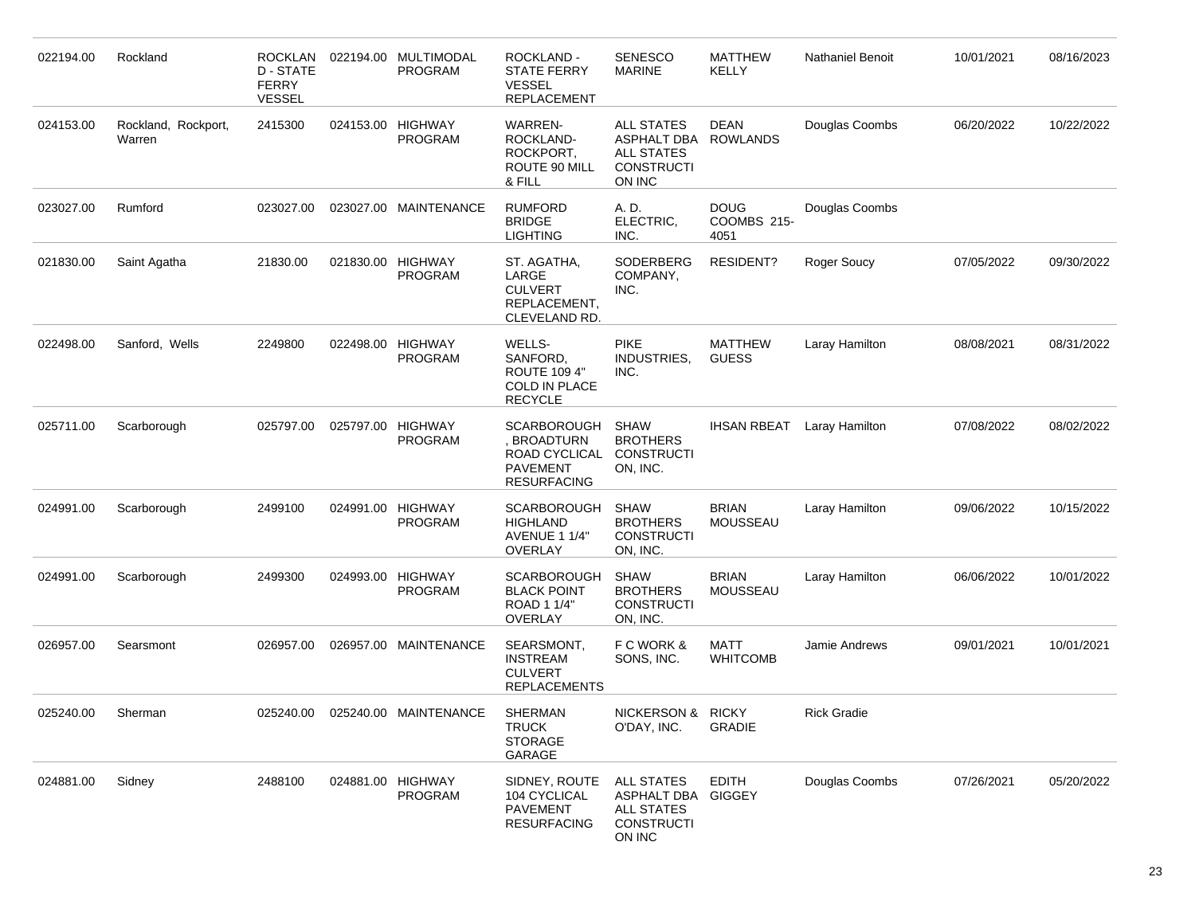| | | | | | | | | | | |
|---|---|---|---|---|---|---|---|---|---|---|
| 022194.00 | Rockland | ROCKLAND - STATE FERRY VESSEL | 022194.00 | MULTIMODAL PROGRAM | ROCKLAND - STATE FERRY VESSEL REPLACEMENT | SENESCO MARINE | MATTHEW KELLY | Nathaniel Benoit | 10/01/2021 | 08/16/2023 |
| 024153.00 | Rockland, Rockport, Warren | 2415300 | 024153.00 | HIGHWAY PROGRAM | WARREN-ROCKLAND-ROCKPORT, ROUTE 90 MILL & FILL | ALL STATES ASPHALT DBA ALL STATES CONSTRUCTION INC | DEAN ROWLANDS | Douglas Coombs | 06/20/2022 | 10/22/2022 |
| 023027.00 | Rumford | 023027.00 | 023027.00 | MAINTENANCE | RUMFORD BRIDGE LIGHTING | A. D. ELECTRIC, INC. | DOUG COOMBS 215-4051 | Douglas Coombs | | |
| 021830.00 | Saint Agatha | 21830.00 | 021830.00 | HIGHWAY PROGRAM | ST. AGATHA, LARGE CULVERT REPLACEMENT, CLEVELAND RD. | SODERBERG COMPANY, INC. | RESIDENT? | Roger Soucy | 07/05/2022 | 09/30/2022 |
| 022498.00 | Sanford, Wells | 2249800 | 022498.00 | HIGHWAY PROGRAM | WELLS-SANFORD, ROUTE 109 4" COLD IN PLACE RECYCLE | PIKE INDUSTRIES, INC. | MATTHEW GUESS | Laray Hamilton | 08/08/2021 | 08/31/2022 |
| 025711.00 | Scarborough | 025797.00 | 025797.00 | HIGHWAY PROGRAM | SCARBOROUGH, BROADTURN ROAD CYCLICAL PAVEMENT RESURFACING | SHAW BROTHERS CONSTRUCTION, INC. | IHSAN RBEAT | Laray Hamilton | 07/08/2022 | 08/02/2022 |
| 024991.00 | Scarborough | 2499100 | 024991.00 | HIGHWAY PROGRAM | SCARBOROUGH HIGHLAND AVENUE 1 1/4" OVERLAY | SHAW BROTHERS CONSTRUCTION, INC. | BRIAN MOUSSEAU | Laray Hamilton | 09/06/2022 | 10/15/2022 |
| 024991.00 | Scarborough | 2499300 | 024993.00 | HIGHWAY PROGRAM | SCARBOROUGH BLACK POINT ROAD 1 1/4" OVERLAY | SHAW BROTHERS CONSTRUCTION, INC. | BRIAN MOUSSEAU | Laray Hamilton | 06/06/2022 | 10/01/2022 |
| 026957.00 | Searsmont | 026957.00 | 026957.00 | MAINTENANCE | SEARSMONT, INSTREAM CULVERT REPLACEMENTS | F C WORK & SONS, INC. | MATT WHITCOMB | Jamie Andrews | 09/01/2021 | 10/01/2021 |
| 025240.00 | Sherman | 025240.00 | 025240.00 | MAINTENANCE | SHERMAN TRUCK STORAGE GARAGE | NICKERSON & O'DAY, INC. | RICKY GRADIE | Rick Gradie | | |
| 024881.00 | Sidney | 2488100 | 024881.00 | HIGHWAY PROGRAM | SIDNEY, ROUTE 104 CYCLICAL PAVEMENT RESURFACING | ALL STATES ASPHALT DBA ALL STATES CONSTRUCTION INC | EDITH GIGGEY | Douglas Coombs | 07/26/2021 | 05/20/2022 |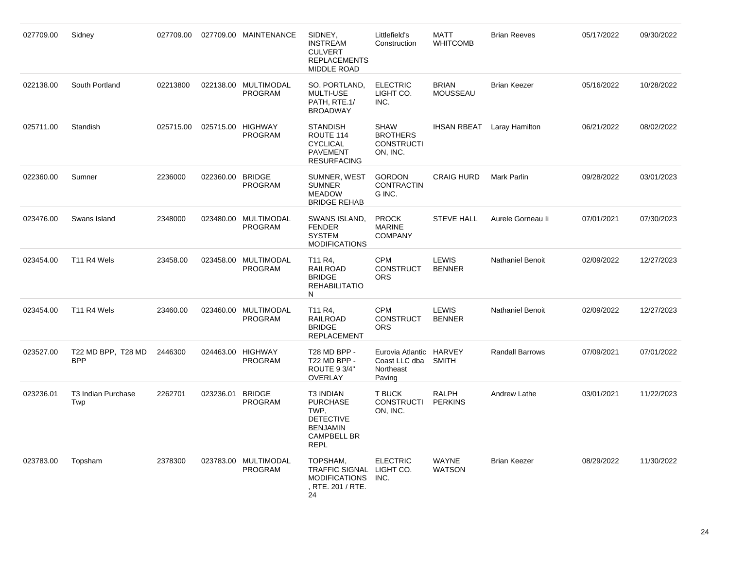| | | | | | | | | | | |
|---|---|---|---|---|---|---|---|---|---|---|
| 027709.00 | Sidney | 027709.00 | 027709.00 | MAINTENANCE | SIDNEY, INSTREAM CULVERT REPLACEMENTS MIDDLE ROAD | Littlefield's Construction | MATT WHITCOMB | Brian Reeves | 05/17/2022 | 09/30/2022 |
| 022138.00 | South Portland | 02213800 | 022138.00 | MULTIMODAL PROGRAM | SO. PORTLAND, MULTI-USE PATH, RTE.1/ BROADWAY | ELECTRIC LIGHT CO. INC. | BRIAN MOUSSEAU | Brian Keezer | 05/16/2022 | 10/28/2022 |
| 025711.00 | Standish | 025715.00 | 025715.00 | HIGHWAY PROGRAM | STANDISH ROUTE 114 CYCLICAL PAVEMENT RESURFACING | SHAW BROTHERS CONSTRUCTION, INC. | IHSAN RBEAT | Laray Hamilton | 06/21/2022 | 08/02/2022 |
| 022360.00 | Sumner | 2236000 | 022360.00 | BRIDGE PROGRAM | SUMNER, WEST SUMNER MEADOW BRIDGE REHAB | GORDON CONTRACTING INC. | CRAIG HURD | Mark Parlin | 09/28/2022 | 03/01/2023 |
| 023476.00 | Swans Island | 2348000 | 023480.00 | MULTIMODAL PROGRAM | SWANS ISLAND, FENDER SYSTEM MODIFICATIONS | PROCK MARINE COMPANY | STEVE HALL | Aurele Gorneau Ii | 07/01/2021 | 07/30/2023 |
| 023454.00 | T11 R4 Wels | 23458.00 | 023458.00 | MULTIMODAL PROGRAM | T11 R4, RAILROAD BRIDGE REHABILITATION | CPM CONSTRUCTORS | LEWIS BENNER | Nathaniel Benoit | 02/09/2022 | 12/27/2023 |
| 023454.00 | T11 R4 Wels | 23460.00 | 023460.00 | MULTIMODAL PROGRAM | T11 R4, RAILROAD BRIDGE REPLACEMENT | CPM CONSTRUCTORS | LEWIS BENNER | Nathaniel Benoit | 02/09/2022 | 12/27/2023 |
| 023527.00 | T22 MD BPP, T28 MD BPP | 2446300 | 024463.00 | HIGHWAY PROGRAM | T28 MD BPP - T22 MD BPP - ROUTE 9 3/4" OVERLAY | Eurovia Atlantic Coast LLC dba Northeast Paving | HARVEY SMITH | Randall Barrows | 07/09/2021 | 07/01/2022 |
| 023236.01 | T3 Indian Purchase Twp | 2262701 | 023236.01 | BRIDGE PROGRAM | T3 INDIAN PURCHASE TWP, DETECTIVE BENJAMIN CAMPBELL BR REPL | T BUCK CONSTRUCTION, INC. | RALPH PERKINS | Andrew Lathe | 03/01/2021 | 11/22/2023 |
| 023783.00 | Topsham | 2378300 | 023783.00 | MULTIMODAL PROGRAM | TOPSHAM, TRAFFIC SIGNAL MODIFICATIONS, RTE. 201 / RTE. 24 | ELECTRIC LIGHT CO. INC. | WAYNE WATSON | Brian Keezer | 08/29/2022 | 11/30/2022 |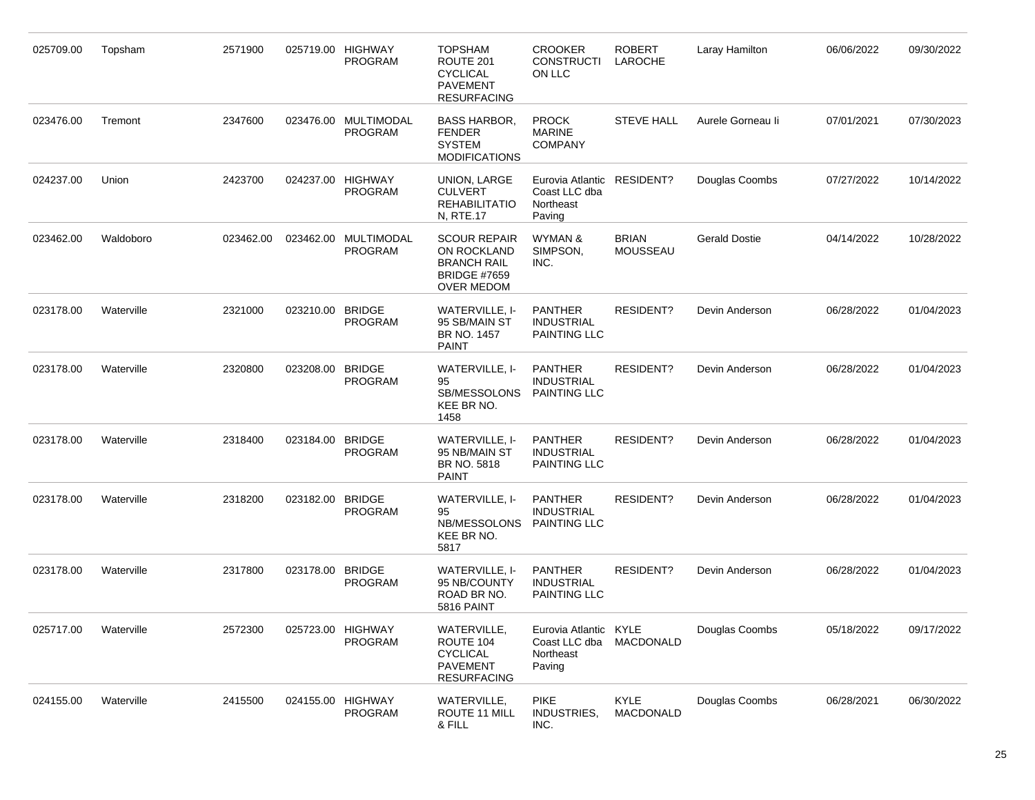| | | | | | | | | | | |
|---|---|---|---|---|---|---|---|---|---|---|
| 025709.00 | Topsham | 2571900 | 025719.00 | HIGHWAY PROGRAM | TOPSHAM ROUTE 201 CYCLICAL PAVEMENT RESURFACING | CROOKER CONSTRUCTION LLC | ROBERT LAROCHE | Laray Hamilton | 06/06/2022 | 09/30/2022 |
| 023476.00 | Tremont | 2347600 | 023476.00 | MULTIMODAL PROGRAM | BASS HARBOR, FENDER SYSTEM MODIFICATIONS | PROCK MARINE COMPANY | STEVE HALL | Aurele Gorneau Ii | 07/01/2021 | 07/30/2023 |
| 024237.00 | Union | 2423700 | 024237.00 | HIGHWAY PROGRAM | UNION, LARGE CULVERT REHABILITATION, RTE.17 | Eurovia Atlantic Coast LLC dba Northeast Paving | RESIDENT? | Douglas Coombs | 07/27/2022 | 10/14/2022 |
| 023462.00 | Waldoboro | 023462.00 | 023462.00 | MULTIMODAL PROGRAM | SCOUR REPAIR ON ROCKLAND BRANCH RAIL BRIDGE #7659 OVER MEDOM | WYMAN & SIMPSON, INC. | BRIAN MOUSSEAU | Gerald Dostie | 04/14/2022 | 10/28/2022 |
| 023178.00 | Waterville | 2321000 | 023210.00 | BRIDGE PROGRAM | WATERVILLE, I-95 SB/MAIN ST BR NO. 1457 PAINT | PANTHER INDUSTRIAL PAINTING LLC | RESIDENT? | Devin Anderson | 06/28/2022 | 01/04/2023 |
| 023178.00 | Waterville | 2320800 | 023208.00 | BRIDGE PROGRAM | WATERVILLE, I-95 SB/MESSOLONSKEE BR NO. 1458 | PANTHER INDUSTRIAL PAINTING LLC | RESIDENT? | Devin Anderson | 06/28/2022 | 01/04/2023 |
| 023178.00 | Waterville | 2318400 | 023184.00 | BRIDGE PROGRAM | WATERVILLE, I-95 NB/MAIN ST BR NO. 5818 PAINT | PANTHER INDUSTRIAL PAINTING LLC | RESIDENT? | Devin Anderson | 06/28/2022 | 01/04/2023 |
| 023178.00 | Waterville | 2318200 | 023182.00 | BRIDGE PROGRAM | WATERVILLE, I-95 NB/MESSOLONSKEE BR NO. 5817 | PANTHER INDUSTRIAL PAINTING LLC | RESIDENT? | Devin Anderson | 06/28/2022 | 01/04/2023 |
| 023178.00 | Waterville | 2317800 | 023178.00 | BRIDGE PROGRAM | WATERVILLE, I-95 NB/COUNTY ROAD BR NO. 5816 PAINT | PANTHER INDUSTRIAL PAINTING LLC | RESIDENT? | Devin Anderson | 06/28/2022 | 01/04/2023 |
| 025717.00 | Waterville | 2572300 | 025723.00 | HIGHWAY PROGRAM | WATERVILLE, ROUTE 104 CYCLICAL PAVEMENT RESURFACING | Eurovia Atlantic Coast LLC dba Northeast Paving | KYLE MACDONALD | Douglas Coombs | 05/18/2022 | 09/17/2022 |
| 024155.00 | Waterville | 2415500 | 024155.00 | HIGHWAY PROGRAM | WATERVILLE, ROUTE 11 MILL & FILL | PIKE INDUSTRIES, INC. | KYLE MACDONALD | Douglas Coombs | 06/28/2021 | 06/30/2022 |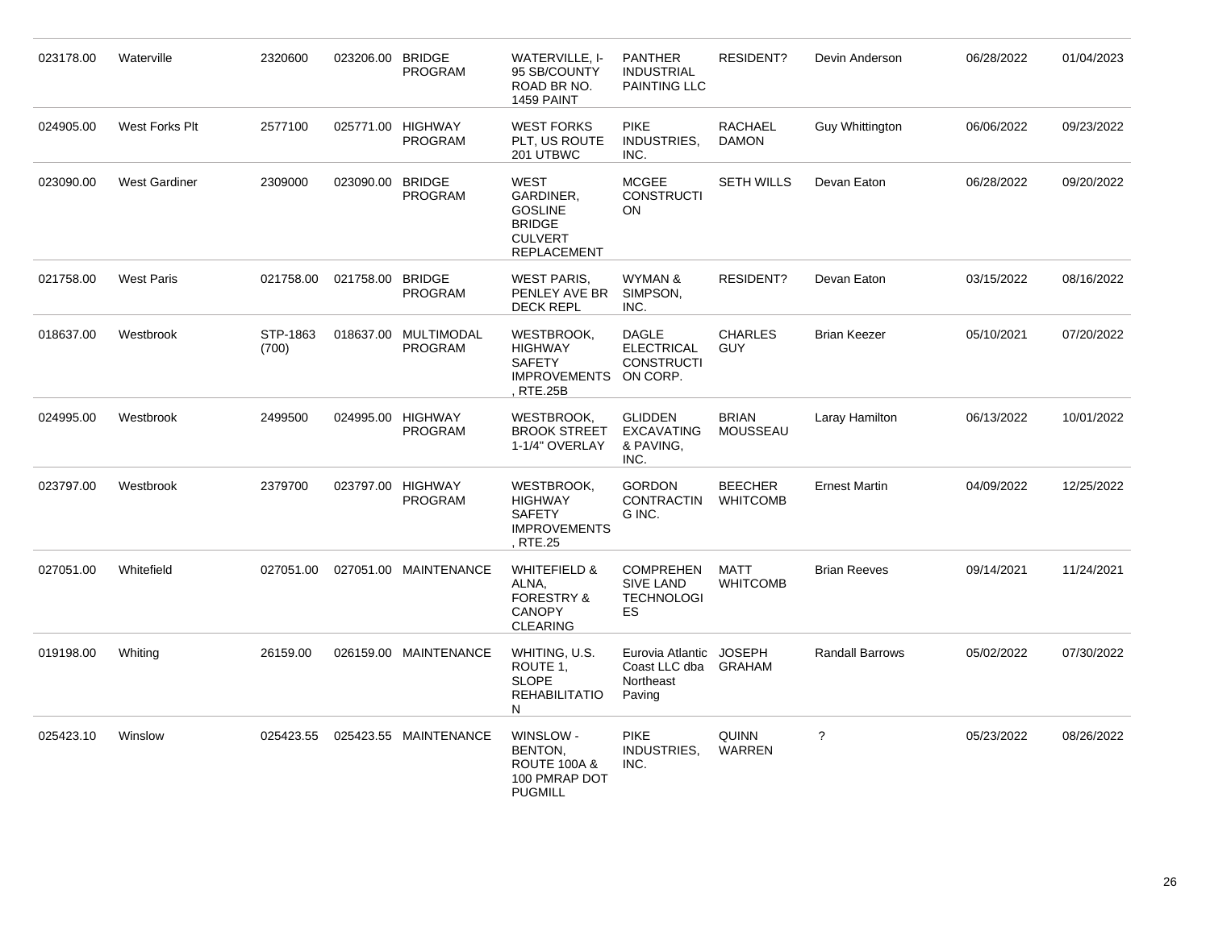| | | | | | | | | | | |
|---|---|---|---|---|---|---|---|---|---|---|
| 023178.00 | Waterville | 2320600 | 023206.00 | BRIDGE PROGRAM | WATERVILLE, I-95 SB/COUNTY ROAD BR NO. 1459 PAINT | PANTHER INDUSTRIAL PAINTING LLC | RESIDENT? | Devin Anderson | 06/28/2022 | 01/04/2023 |
| 024905.00 | West Forks Plt | 2577100 | 025771.00 | HIGHWAY PROGRAM | WEST FORKS PLT, US ROUTE 201 UTBWC | PIKE INDUSTRIES, INC. | RACHAEL DAMON | Guy Whittington | 06/06/2022 | 09/23/2022 |
| 023090.00 | West Gardiner | 2309000 | 023090.00 | BRIDGE PROGRAM | WEST GARDINER, GOSLINE BRIDGE CULVERT REPLACEMENT | MCGEE CONSTRUCTION | SETH WILLS | Devan Eaton | 06/28/2022 | 09/20/2022 |
| 021758.00 | West Paris | 021758.00 | 021758.00 | BRIDGE PROGRAM | WEST PARIS, PENLEY AVE BR DECK REPL | WYMAN & SIMPSON, INC. | RESIDENT? | Devan Eaton | 03/15/2022 | 08/16/2022 |
| 018637.00 | Westbrook | STP-1863 (700) | 018637.00 | MULTIMODAL PROGRAM | WESTBROOK, HIGHWAY SAFETY IMPROVEMENTS, RTE.25B | DAGLE ELECTRICAL CONSTRUCTION CORP. | CHARLES GUY | Brian Keezer | 05/10/2021 | 07/20/2022 |
| 024995.00 | Westbrook | 2499500 | 024995.00 | HIGHWAY PROGRAM | WESTBROOK, BROOK STREET 1-1/4" OVERLAY | GLIDDEN EXCAVATING & PAVING, INC. | BRIAN MOUSSEAU | Laray Hamilton | 06/13/2022 | 10/01/2022 |
| 023797.00 | Westbrook | 2379700 | 023797.00 | HIGHWAY PROGRAM | WESTBROOK, HIGHWAY SAFETY IMPROVEMENTS, RTE.25 | GORDON CONTRACTING INC. | BEECHER WHITCOMB | Ernest Martin | 04/09/2022 | 12/25/2022 |
| 027051.00 | Whitefield | 027051.00 | 027051.00 | MAINTENANCE | WHITEFIELD & ALNA, FORESTRY & CANOPY CLEARING | COMPREHENSIVE LAND TECHNOLOGIES | MATT WHITCOMB | Brian Reeves | 09/14/2021 | 11/24/2021 |
| 019198.00 | Whiting | 26159.00 | 026159.00 | MAINTENANCE | WHITING, U.S. ROUTE 1, SLOPE REHABILITATION | Eurovia Atlantic Coast LLC dba Northeast Paving | JOSEPH GRAHAM | Randall Barrows | 05/02/2022 | 07/30/2022 |
| 025423.10 | Winslow | 025423.55 | 025423.55 | MAINTENANCE | WINSLOW - BENTON, ROUTE 100A & 100 PMRAP DOT PUGMILL | PIKE INDUSTRIES, INC. | QUINN WARREN | ? | 05/23/2022 | 08/26/2022 |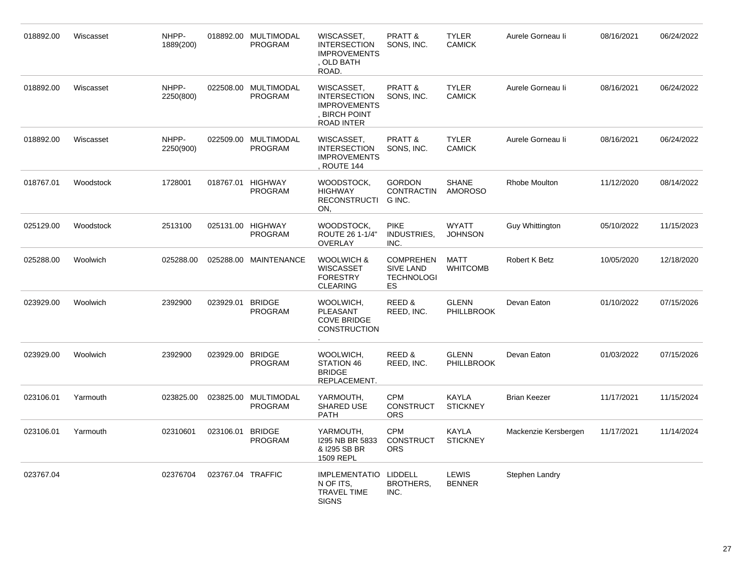| | | | | | | | | | | |
|---|---|---|---|---|---|---|---|---|---|---|
| 018892.00 | Wiscasset | NHPP-1889(200) | 018892.00 | MULTIMODAL PROGRAM | WISCASSET, INTERSECTION IMPROVEMENTS, OLD BATH ROAD. | PRATT & SONS, INC. | TYLER CAMICK | Aurele Gorneau Ii | 08/16/2021 | 06/24/2022 |
| 018892.00 | Wiscasset | NHPP-2250(800) | 022508.00 | MULTIMODAL PROGRAM | WISCASSET, INTERSECTION IMPROVEMENTS, BIRCH POINT ROAD INTER | PRATT & SONS, INC. | TYLER CAMICK | Aurele Gorneau Ii | 08/16/2021 | 06/24/2022 |
| 018892.00 | Wiscasset | NHPP-2250(900) | 022509.00 | MULTIMODAL PROGRAM | WISCASSET, INTERSECTION IMPROVEMENTS, ROUTE 144 | PRATT & SONS, INC. | TYLER CAMICK | Aurele Gorneau Ii | 08/16/2021 | 06/24/2022 |
| 018767.01 | Woodstock | 1728001 | 018767.01 | HIGHWAY PROGRAM | WOODSTOCK, HIGHWAY RECONSTRUCTION, | GORDON CONTRACTING INC. | SHANE AMOROSO | Rhobe Moulton | 11/12/2020 | 08/14/2022 |
| 025129.00 | Woodstock | 2513100 | 025131.00 | HIGHWAY PROGRAM | WOODSTOCK, ROUTE 26 1-1/4" OVERLAY | PIKE INDUSTRIES, INC. | WYATT JOHNSON | Guy Whittington | 05/10/2022 | 11/15/2023 |
| 025288.00 | Woolwich | 025288.00 | 025288.00 | MAINTENANCE | WOOLWICH & WISCASSET FORESTRY CLEARING | COMPREHENSIVE LAND TECHNOLOGIES | MATT WHITCOMB | Robert K Betz | 10/05/2020 | 12/18/2020 |
| 023929.00 | Woolwich | 2392900 | 023929.01 | BRIDGE PROGRAM | WOOLWICH, PLEASANT COVE BRIDGE CONSTRUCTION. | REED & REED, INC. | GLENN PHILLBROOK | Devan Eaton | 01/10/2022 | 07/15/2026 |
| 023929.00 | Woolwich | 2392900 | 023929.00 | BRIDGE PROGRAM | WOOLWICH, STATION 46 BRIDGE REPLACEMENT. | REED & REED, INC. | GLENN PHILLBROOK | Devan Eaton | 01/03/2022 | 07/15/2026 |
| 023106.01 | Yarmouth | 023825.00 | 023825.00 | MULTIMODAL PROGRAM | YARMOUTH, SHARED USE PATH | CPM CONSTRUCTORS | KAYLA STICKNEY | Brian Keezer | 11/17/2021 | 11/15/2024 |
| 023106.01 | Yarmouth | 02310601 | 023106.01 | BRIDGE PROGRAM | YARMOUTH, I295 NB BR 5833 & I295 SB BR 1509 REPL | CPM CONSTRUCTORS | KAYLA STICKNEY | Mackenzie Kersbergen | 11/17/2021 | 11/14/2024 |
| 023767.04 | | 02376704 | 023767.04 | TRAFFIC | IMPLEMENTATION OF ITS, TRAVEL TIME SIGNS | LIDDELL BROTHERS, INC. | LEWIS BENNER | Stephen Landry | | |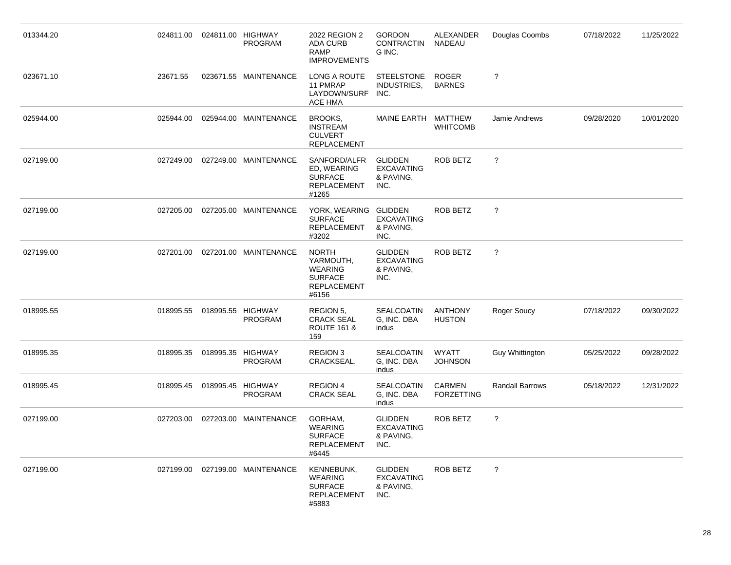| | | | | | | | | | |
|---|---|---|---|---|---|---|---|---|---|
| 013344.20 | 024811.00 | 024811.00 | HIGHWAY PROGRAM | 2022 REGION 2 ADA CURB RAMP IMPROVEMENTS | GORDON CONTRACTIN G INC. | ALEXANDER NADEAU | Douglas Coombs | 07/18/2022 | 11/25/2022 |
| 023671.10 | 23671.55 | 023671.55 | MAINTENANCE | LONG A ROUTE 11 PMRAP LAYDOWN/SURF ACE HMA | STEELSTONE INDUSTRIES, INC. | ROGER BARNES | ? | | |
| 025944.00 | 025944.00 | 025944.00 | MAINTENANCE | BROOKS, INSTREAM CULVERT REPLACEMENT | MAINE EARTH | MATTHEW WHITCOMB | Jamie Andrews | 09/28/2020 | 10/01/2020 |
| 027199.00 | 027249.00 | 027249.00 | MAINTENANCE | SANFORD/ALFR ED, WEARING SURFACE REPLACEMENT #1265 | GLIDDEN EXCAVATING & PAVING, INC. | ROB BETZ | ? | | |
| 027199.00 | 027205.00 | 027205.00 | MAINTENANCE | YORK, WEARING SURFACE REPLACEMENT #3202 | GLIDDEN EXCAVATING & PAVING, INC. | ROB BETZ | ? | | |
| 027199.00 | 027201.00 | 027201.00 | MAINTENANCE | NORTH YARMOUTH, WEARING SURFACE REPLACEMENT #6156 | GLIDDEN EXCAVATING & PAVING, INC. | ROB BETZ | ? | | |
| 018995.55 | 018995.55 | 018995.55 | HIGHWAY PROGRAM | REGION 5, CRACK SEAL ROUTE 161 & 159 | SEALCOATIN G, INC. DBA indus | ANTHONY HUSTON | Roger Soucy | 07/18/2022 | 09/30/2022 |
| 018995.35 | 018995.35 | 018995.35 | HIGHWAY PROGRAM | REGION 3 CRACKSEAL. | SEALCOATIN G, INC. DBA indus | WYATT JOHNSON | Guy Whittington | 05/25/2022 | 09/28/2022 |
| 018995.45 | 018995.45 | 018995.45 | HIGHWAY PROGRAM | REGION 4 CRACK SEAL | SEALCOATIN G, INC. DBA indus | CARMEN FORZETTING | Randall Barrows | 05/18/2022 | 12/31/2022 |
| 027199.00 | 027203.00 | 027203.00 | MAINTENANCE | GORHAM, WEARING SURFACE REPLACEMENT #6445 | GLIDDEN EXCAVATING & PAVING, INC. | ROB BETZ | ? | | |
| 027199.00 | 027199.00 | 027199.00 | MAINTENANCE | KENNEBUNK, WEARING SURFACE REPLACEMENT #5883 | GLIDDEN EXCAVATING & PAVING, INC. | ROB BETZ | ? | | |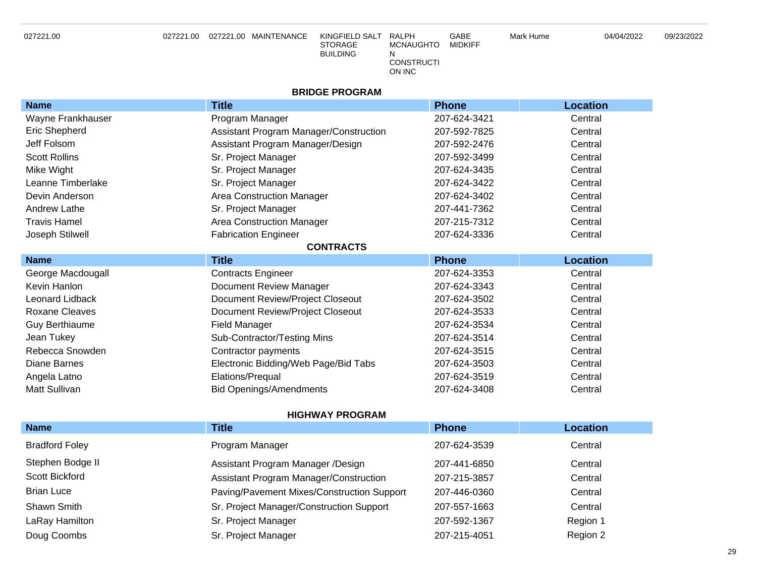| | | | | | | | | | |
|---|---|---|---|---|---|---|---|---|---|
| 027221.00 | 027221.00 | 027221.00 | MAINTENANCE | KINGFIELD SALT STORAGE BUILDING | RALPH MCNAUGHTON CONSTRUCTION INC | GABE MIDKIFF | Mark Hume | 04/04/2022 | 09/23/2022 |

## BRIDGE PROGRAM

| Name | Title | Phone | Location |
|---|---|---|---|
| Wayne Frankhauser | Program Manager | 207-624-3421 | Central |
| Eric Shepherd | Assistant Program Manager/Construction | 207-592-7825 | Central |
| Jeff Folsom | Assistant Program Manager/Design | 207-592-2476 | Central |
| Scott Rollins | Sr. Project Manager | 207-592-3499 | Central |
| Mike Wight | Sr. Project Manager | 207-624-3435 | Central |
| Leanne Timberlake | Sr. Project Manager | 207-624-3422 | Central |
| Devin Anderson | Area Construction Manager | 207-624-3402 | Central |
| Andrew Lathe | Sr. Project Manager | 207-441-7362 | Central |
| Travis Hamel | Area Construction Manager | 207-215-7312 | Central |
| Joseph Stilwell | Fabrication Engineer | 207-624-3336 | Central |

## CONTRACTS

| Name | Title | Phone | Location |
|---|---|---|---|
| George Macdougall | Contracts Engineer | 207-624-3353 | Central |
| Kevin Hanlon | Document Review Manager | 207-624-3343 | Central |
| Leonard Lidback | Document Review/Project Closeout | 207-624-3502 | Central |
| Roxane Cleaves | Document Review/Project Closeout | 207-624-3533 | Central |
| Guy Berthiaume | Field Manager | 207-624-3534 | Central |
| Jean Tukey | Sub-Contractor/Testing Mins | 207-624-3514 | Central |
| Rebecca Snowden | Contractor payments | 207-624-3515 | Central |
| Diane Barnes | Electronic Bidding/Web Page/Bid Tabs | 207-624-3503 | Central |
| Angela Latno | Elations/Prequal | 207-624-3519 | Central |
| Matt Sullivan | Bid Openings/Amendments | 207-624-3408 | Central |

## HIGHWAY PROGRAM

| Name | Title | Phone | Location |
|---|---|---|---|
| Bradford Foley | Program Manager | 207-624-3539 | Central |
| Stephen Bodge II | Assistant Program Manager /Design | 207-441-6850 | Central |
| Scott Bickford | Assistant Program Manager/Construction | 207-215-3857 | Central |
| Brian Luce | Paving/Pavement Mixes/Construction Support | 207-446-0360 | Central |
| Shawn Smith | Sr. Project Manager/Construction Support | 207-557-1663 | Central |
| LaRay Hamilton | Sr. Project Manager | 207-592-1367 | Region 1 |
| Doug Coombs | Sr. Project Manager | 207-215-4051 | Region 2 |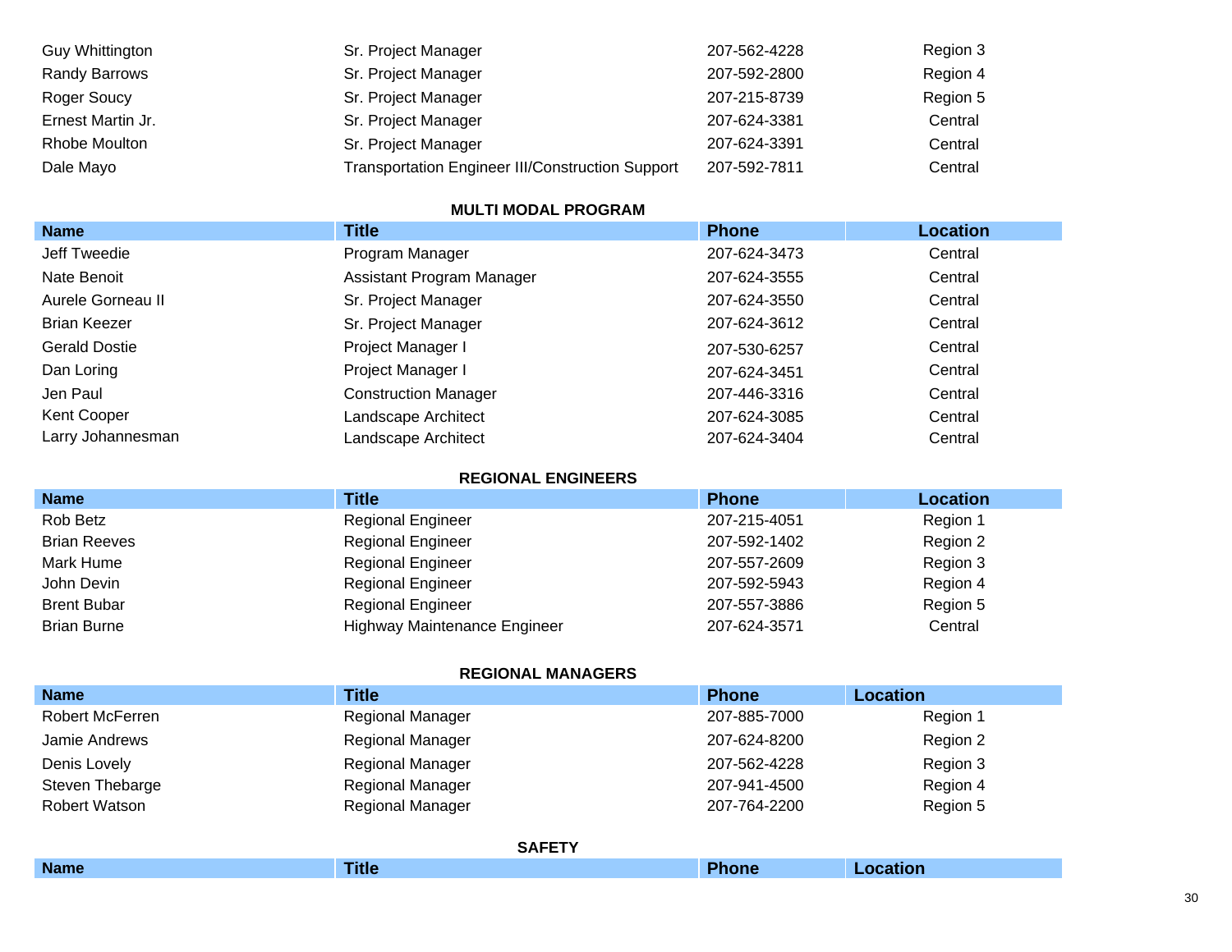| | | | |
|---|---|---|---|
| Guy Whittington | Sr. Project Manager | 207-562-4228 | Region 3 |
| Randy Barrows | Sr. Project Manager | 207-592-2800 | Region 4 |
| Roger Soucy | Sr. Project Manager | 207-215-8739 | Region 5 |
| Ernest Martin Jr. | Sr. Project Manager | 207-624-3381 | Central |
| Rhobe Moulton | Sr. Project Manager | 207-624-3391 | Central |
| Dale Mayo | Transportation Engineer III/Construction Support | 207-592-7811 | Central |

**MULTI MODAL PROGRAM**

| Name | Title | Phone | Location |
|---|---|---|---|
| Jeff Tweedie | Program Manager | 207-624-3473 | Central |
| Nate Benoit | Assistant Program Manager | 207-624-3555 | Central |
| Aurele Gorneau II | Sr. Project Manager | 207-624-3550 | Central |
| Brian Keezer | Sr. Project Manager | 207-624-3612 | Central |
| Gerald Dostie | Project Manager I | 207-530-6257 | Central |
| Dan Loring | Project Manager I | 207-624-3451 | Central |
| Jen Paul | Construction Manager | 207-446-3316 | Central |
| Kent Cooper | Landscape Architect | 207-624-3085 | Central |
| Larry Johannesman | Landscape Architect | 207-624-3404 | Central |

**REGIONAL ENGINEERS**

| Name | Title | Phone | Location |
|---|---|---|---|
| Rob Betz | Regional Engineer | 207-215-4051 | Region 1 |
| Brian Reeves | Regional Engineer | 207-592-1402 | Region 2 |
| Mark Hume | Regional Engineer | 207-557-2609 | Region 3 |
| John Devin | Regional Engineer | 207-592-5943 | Region 4 |
| Brent Bubar | Regional Engineer | 207-557-3886 | Region 5 |
| Brian Burne | Highway Maintenance Engineer | 207-624-3571 | Central |

**REGIONAL MANAGERS**

| Name | Title | Phone | Location |
|---|---|---|---|
| Robert McFerren | Regional Manager | 207-885-7000 | Region 1 |
| Jamie Andrews | Regional Manager | 207-624-8200 | Region 2 |
| Denis Lovely | Regional Manager | 207-562-4228 | Region 3 |
| Steven Thebarge | Regional Manager | 207-941-4500 | Region 4 |
| Robert Watson | Regional Manager | 207-764-2200 | Region 5 |

**SAFETY**

| Name | Title | Phone | Location |
|---|---|---|---|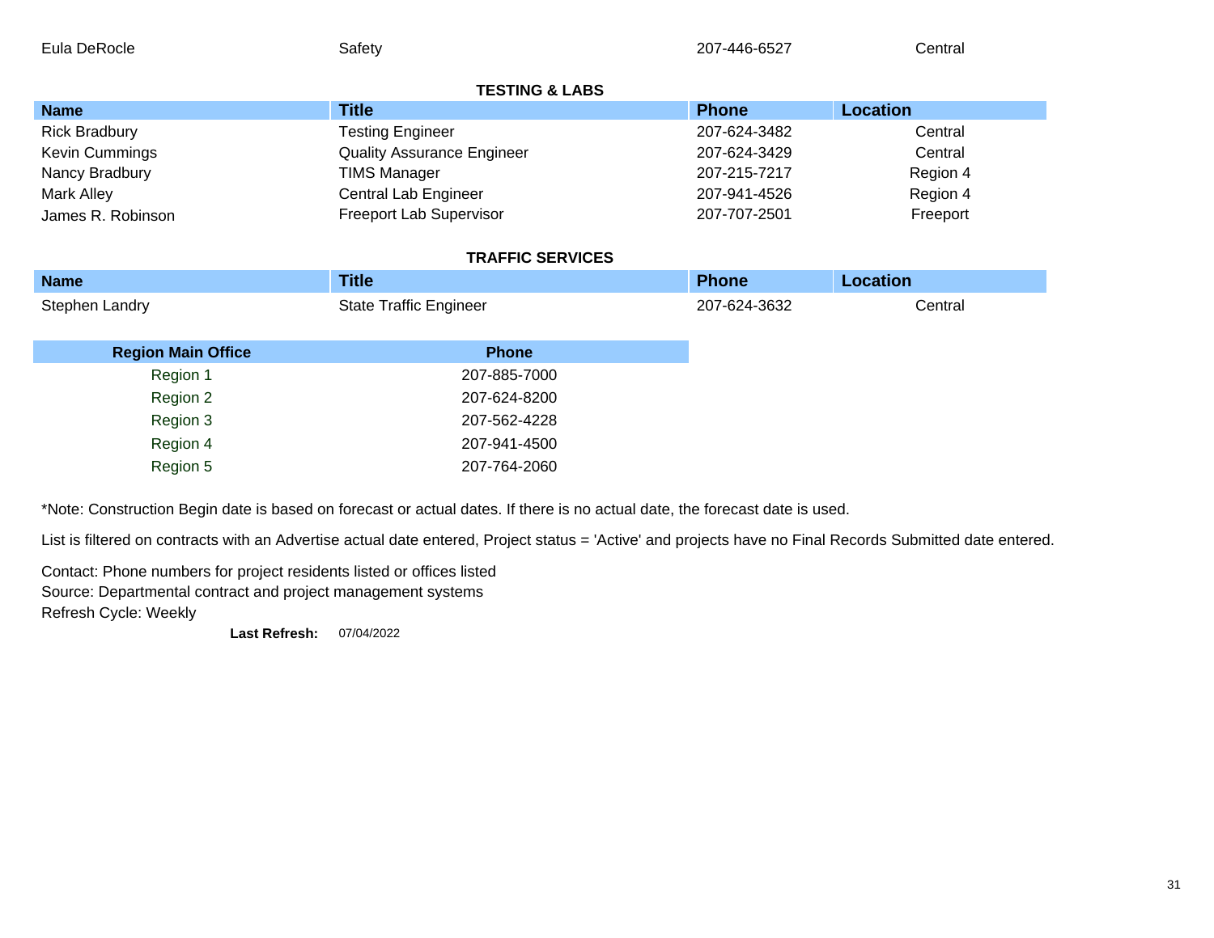| | | | |
|---|---|---|---|
| Eula DeRocle | Safety | 207-446-6527 | Central |

**TESTING & LABS**

| Name | Title | Phone | Location |
|---|---|---|---|
| Rick Bradbury | Testing Engineer | 207-624-3482 | Central |
| Kevin Cummings | Quality Assurance Engineer | 207-624-3429 | Central |
| Nancy Bradbury | TIMS Manager | 207-215-7217 | Region 4 |
| Mark Alley | Central Lab Engineer | 207-941-4526 | Region 4 |
| James R. Robinson | Freeport Lab Supervisor | 207-707-2501 | Freeport |

**TRAFFIC SERVICES**

| Name | Title | Phone | Location |
|---|---|---|---|
| Stephen Landry | State Traffic Engineer | 207-624-3632 | Central |

| Region Main Office | Phone |
|---|---|
| Region 1 | 207-885-7000 |
| Region 2 | 207-624-8200 |
| Region 3 | 207-562-4228 |
| Region 4 | 207-941-4500 |
| Region 5 | 207-764-2060 |

*Note: Construction Begin date is based on forecast or actual dates. If there is no actual date, the forecast date is used.

List is filtered on contracts with an Advertise actual date entered, Project status = 'Active' and projects have no Final Records Submitted date entered.

Contact: Phone numbers for project residents listed or offices listed
Source: Departmental contract and project management systems
Refresh Cycle: Weekly

**Last Refresh:** 07/04/2022